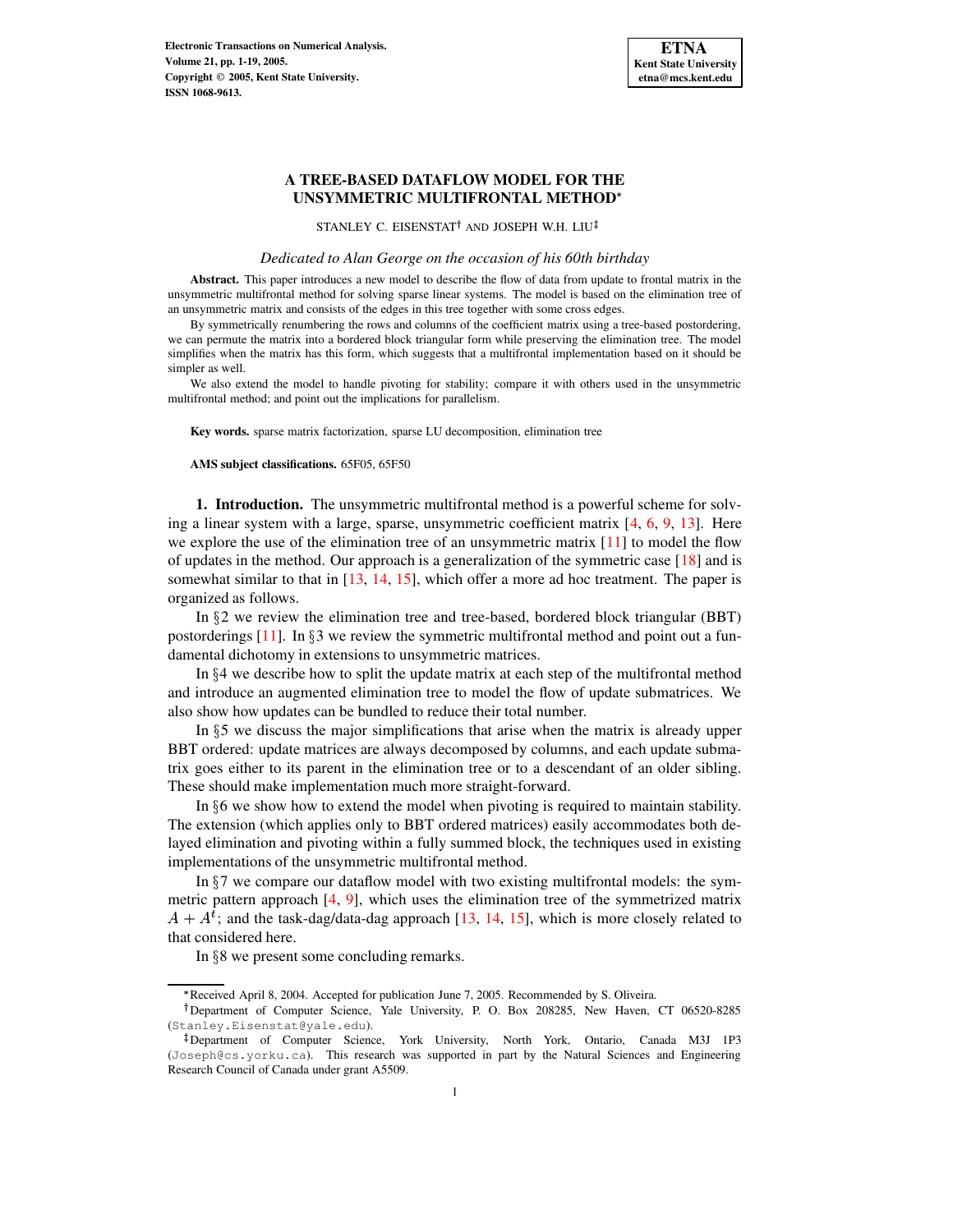# A TREE-BASED DATAFLOW MODEL FOR THE UNSYMMETRIC MULTIFRONTAL METHOD*

STANLEY C. EISENSTAT† AND JOSEPH W.H. LIU‡

*Dedicated to Alan George on the occasion of his 60th birthday*

**Abstract.** This paper introduces a new model to describe the flow of data from update to frontal matrix in the unsymmetric multifrontal method for solving sparse linear systems. The model is based on the elimination tree of an unsymmetric matrix and consists of the edges in this tree together with some cross edges.

By symmetrically renumbering the rows and columns of the coefficient matrix using a tree-based postordering, we can permute the matrix into a bordered block triangular form while preserving the elimination tree. The model simplifies when the matrix has this form, which suggests that a multifrontal implementation based on it should be simpler as well.

We also extend the model to handle pivoting for stability; compare it with others used in the unsymmetric multifrontal method; and point out the implications for parallelism.

**Key words.** sparse matrix factorization, sparse LU decomposition, elimination tree

**AMS subject classifications.** 65F05, 65F50

## 1. Introduction.

The unsymmetric multifrontal method is a powerful scheme for solving a linear system with a large, sparse, unsymmetric coefficient matrix [4, 6, 9, 13]. Here we explore the use of the elimination tree of an unsymmetric matrix [11] to model the flow of updates in the method. Our approach is a generalization of the symmetric case [18] and is somewhat similar to that in [13, 14, 15], which offer a more ad hoc treatment. The paper is organized as follows.

In §2 we review the elimination tree and tree-based, bordered block triangular (BBT) postorderings [11]. In §3 we review the symmetric multifrontal method and point out a fundamental dichotomy in extensions to unsymmetric matrices.

In §4 we describe how to split the update matrix at each step of the multifrontal method and introduce an augmented elimination tree to model the flow of update submatrices. We also show how updates can be bundled to reduce their total number.

In §5 we discuss the major simplifications that arise when the matrix is already upper BBT ordered: update matrices are always decomposed by columns, and each update submatrix goes either to its parent in the elimination tree or to a descendant of an older sibling. These should make implementation much more straight-forward.

In §6 we show how to extend the model when pivoting is required to maintain stability. The extension (which applies only to BBT ordered matrices) easily accommodates both delayed elimination and pivoting within a fully summed block, the techniques used in existing implementations of the unsymmetric multifrontal method.

In §7 we compare our dataflow model with two existing multifrontal models: the symmetric pattern approach [4, 9], which uses the elimination tree of the symmetrized matrix $A + A^t$; and the task-dag/data-dag approach [13, 14, 15], which is more closely related to that considered here.

In §8 we present some concluding remarks.

---

*Received April 8, 2004. Accepted for publication June 7, 2005. Recommended by S. Oliveira.

†Department of Computer Science, Yale University, P. O. Box 208285, New Haven, CT 06520-8285 (Stanley.Eisenstat@yale.edu).

‡Department of Computer Science, York University, North York, Ontario, Canada M3J 1P3 (Joseph@cs.yorku.ca). This research was supported in part by the Natural Sciences and Engineering Research Council of Canada under grant A5509.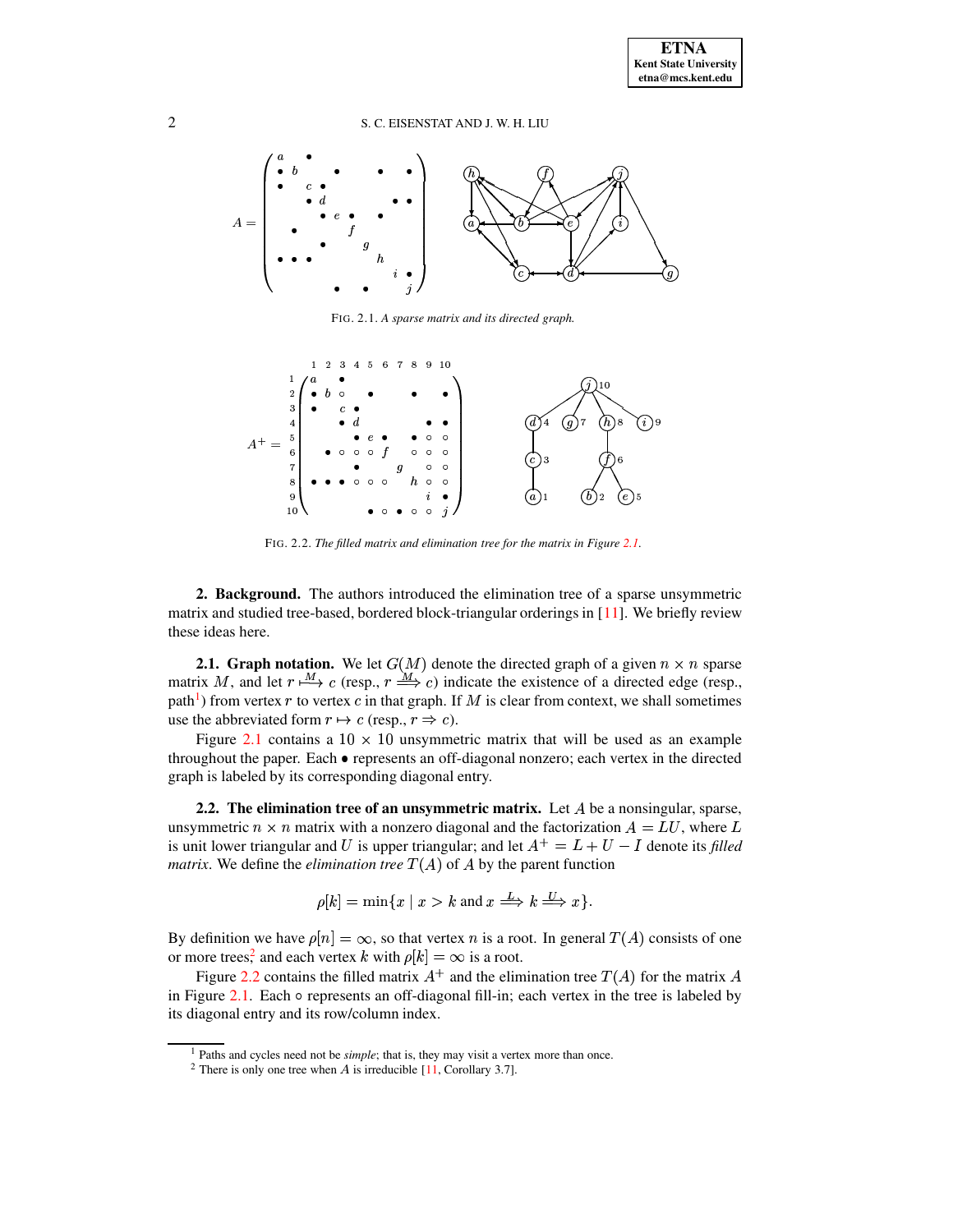FIG. 2.1. *A sparse matrix and its directed graph.*

FIG. 2.2. *The filled matrix and elimination tree for the matrix in Figure 2.1.*

## 2. Background.

The authors introduced the elimination tree of a sparse unsymmetric matrix and studied tree-based, bordered block-triangular orderings in [11]. We briefly review these ideas here.

### 2.1. Graph notation.

We let $G(M)$ denote the directed graph of a given $n \times n$ sparse matrix $M$, and let $r \overset{M}{\longmapsto} c$ (resp., $r \overset{M}{\Longrightarrow} c$) indicate the existence of a directed edge (resp., path[1]) from vertex $r$ to vertex $c$ in that graph. If $M$ is clear from context, we shall sometimes use the abbreviated form $r \mapsto c$ (resp., $r \Rightarrow c$).

Figure 2.1 contains a $10 \times 10$ unsymmetric matrix that will be used as an example throughout the paper. Each $\bullet$ represents an off-diagonal nonzero; each vertex in the directed graph is labeled by its corresponding diagonal entry.

### 2.2. The elimination tree of an unsymmetric matrix.

Let $A$ be a nonsingular, sparse, unsymmetric $n \times n$ matrix with a nonzero diagonal and the factorization $A = LU$, where $L$ is unit lower triangular and $U$ is upper triangular; and let $A^+ = L + U - I$ denote its *filled matrix*. We define the *elimination tree* $T(A)$ of $A$ by the parent function

$$\rho[k] = \min\{x \mid x > k \text{ and } x \overset{L}{\Longrightarrow} k \overset{U}{\Longrightarrow} x\}.$$

By definition we have $\rho[n] = \infty$, so that vertex $n$ is a root. In general $T(A)$ consists of one or more trees,[2] and each vertex $k$ with $\rho[k] = \infty$ is a root.

Figure 2.2 contains the filled matrix $A^+$ and the elimination tree $T(A)$ for the matrix $A$ in Figure 2.1. Each $\circ$ represents an off-diagonal fill-in; each vertex in the tree is labeled by its diagonal entry and its row/column index.

---

[1] Paths and cycles need not be *simple*; that is, they may visit a vertex more than once.

[2] There is only one tree when $A$ is irreducible [11, Corollary 3.7].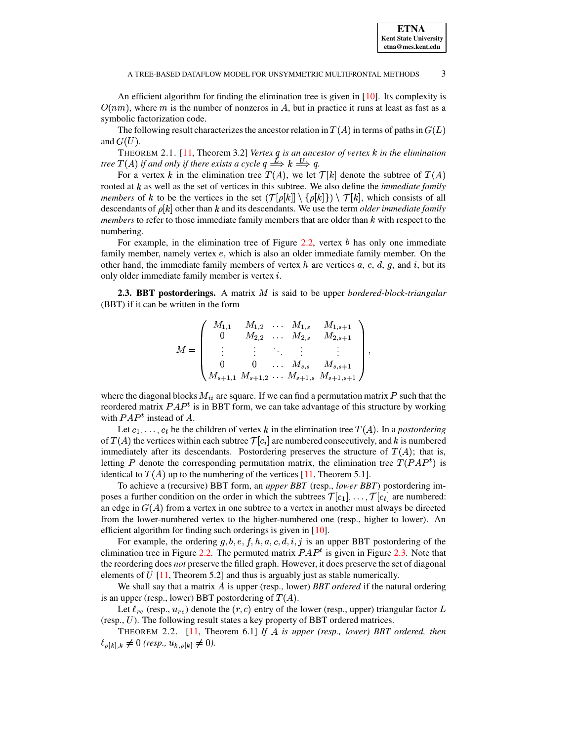An efficient algorithm for finding the elimination tree is given in [10]. Its complexity is $O(nm)$, where $m$ is the number of nonzeros in $A$, but in practice it runs at least as fast as a symbolic factorization code.

The following result characterizes the ancestor relation in $T(A)$ in terms of paths in $G(L)$ and $G(U)$.

THEOREM 2.1. [11, Theorem 3.2] *Vertex $q$ is an ancestor of vertex $k$ in the elimination tree $T(A)$ if and only if there exists a cycle $q \overset{L}{\Longrightarrow} k \overset{U}{\Longrightarrow} q$.*

For a vertex $k$ in the elimination tree $T(A)$, we let $\mathcal{T}[k]$ denote the subtree of $T(A)$ rooted at $k$ as well as the set of vertices in this subtree. We also define the *immediate family members* of $k$ to be the vertices in the set $(\mathcal{T}[\rho[k]] \setminus \{\rho[k]\}) \setminus \mathcal{T}[k]$, which consists of all descendants of $\rho[k]$ other than $k$ and its descendants. We use the term *older immediate family members* to refer to those immediate family members that are older than $k$ with respect to the numbering.

For example, in the elimination tree of Figure 2.2, vertex $b$ has only one immediate family member, namely vertex $e$, which is also an older immediate family member. On the other hand, the immediate family members of vertex $h$ are vertices $a$, $c$, $d$, $g$, and $i$, but its only older immediate family member is vertex $i$.

**2.3. BBT postorderings.** A matrix $M$ is said to be upper *bordered-block-triangular* (BBT) if it can be written in the form

$$M = \begin{pmatrix} M_{1,1} & M_{1,2} & \dots & M_{1,s} & M_{1,s+1} \\ 0 & M_{2,2} & \dots & M_{2,s} & M_{2,s+1} \\ \vdots & \vdots & \ddots & \vdots & \vdots \\ 0 & 0 & \dots & M_{s,s} & M_{s,s+1} \\ M_{s+1,1} & M_{s+1,2} & \dots & M_{s+1,s} & M_{s+1,s+1} \end{pmatrix},$$

where the diagonal blocks $M_{ii}$ are square. If we can find a permutation matrix $P$ such that the reordered matrix $PAP^t$ is in BBT form, we can take advantage of this structure by working with $PAP^t$ instead of $A$.

Let $c_1, \dots, c_t$ be the children of vertex $k$ in the elimination tree $T(A)$. In a *postordering* of $T(A)$ the vertices within each subtree $\mathcal{T}[c_i]$ are numbered consecutively, and $k$ is numbered immediately after its descendants. Postordering preserves the structure of $T(A)$; that is, letting $P$ denote the corresponding permutation matrix, the elimination tree $T(PAP^t)$ is identical to $T(A)$ up to the numbering of the vertices [11, Theorem 5.1].

To achieve a (recursive) BBT form, an *upper BBT* (resp., *lower BBT*) postordering imposes a further condition on the order in which the subtrees $\mathcal{T}[c_1], \dots, \mathcal{T}[c_t]$ are numbered: an edge in $G(A)$ from a vertex in one subtree to a vertex in another must always be directed from the lower-numbered vertex to the higher-numbered one (resp., higher to lower). An efficient algorithm for finding such orderings is given in [10].

For example, the ordering $g, b, e, f, h, a, c, d, i, j$ is an upper BBT postordering of the elimination tree in Figure 2.2. The permuted matrix $PAP^t$ is given in Figure 2.3. Note that the reordering does *not* preserve the filled graph. However, it does preserve the set of diagonal elements of $U$ [11, Theorem 5.2] and thus is arguably just as stable numerically.

We shall say that a matrix $A$ is upper (resp., lower) *BBT ordered* if the natural ordering is an upper (resp., lower) BBT postordering of $T(A)$.

Let $\ell_{rc}$ (resp., $u_{rc}$) denote the $(r, c)$ entry of the lower (resp., upper) triangular factor $L$ (resp., $U$). The following result states a key property of BBT ordered matrices.

THEOREM 2.2. [11, Theorem 6.1] *If $A$ is upper (resp., lower) BBT ordered, then $\ell_{\rho[k],k} \neq 0$ (resp., $u_{k,\rho[k]} \neq 0$).*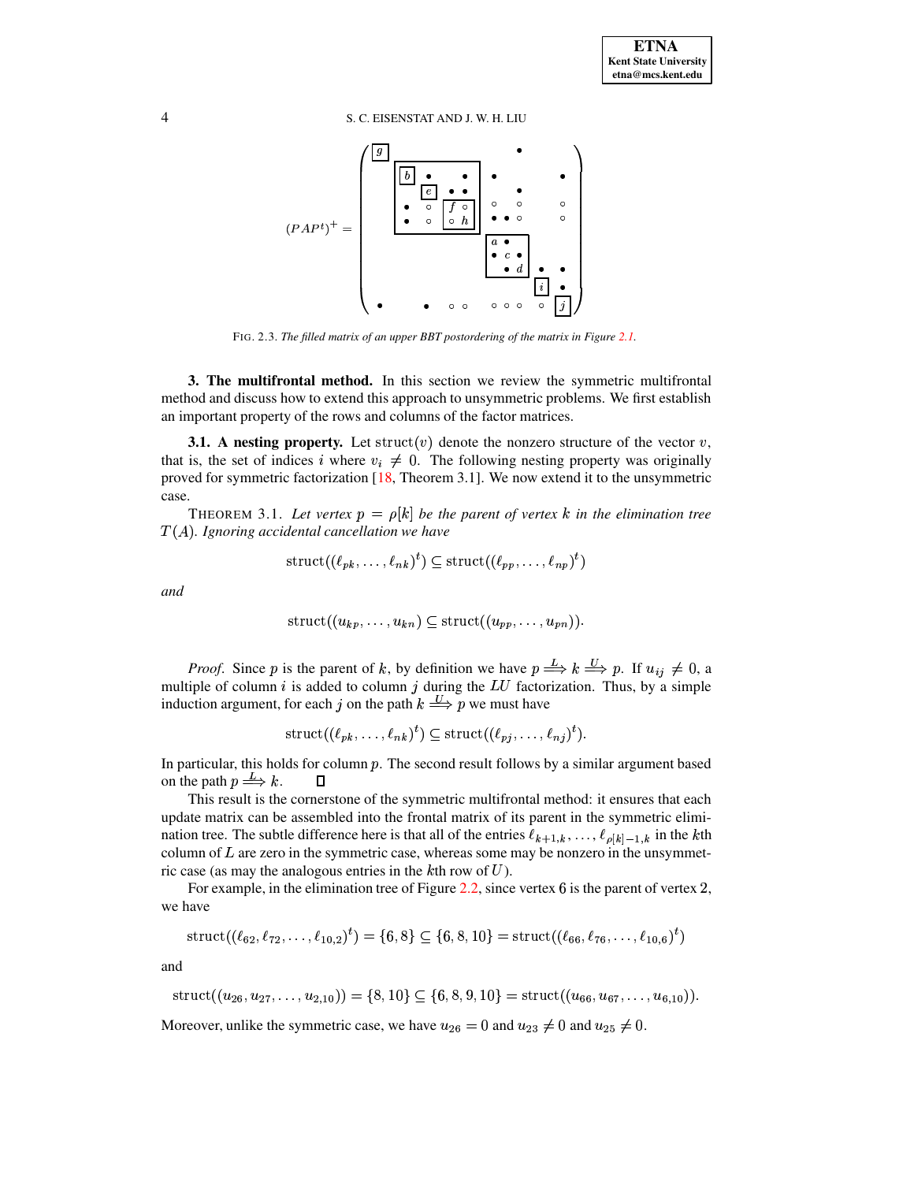$(PAP^t)^+ =$ [filled matrix with boxed diagonal entries $g$, $b$, $e$, $f$, $h$, $a$, $c$, $d$, $i$, $j$]

FIG. 2.3. *The filled matrix of an upper BBT postordering of the matrix in Figure 2.1.*

## 3. The multifrontal method.

In this section we review the symmetric multifrontal method and discuss how to extend this approach to unsymmetric problems. We first establish an important property of the rows and columns of the factor matrices.

### 3.1. A nesting property.

Let $\mathrm{struct}(v)$ denote the nonzero structure of the vector $v$, that is, the set of indices $i$ where $v_i \neq 0$. The following nesting property was originally proved for symmetric factorization [18, Theorem 3.1]. We now extend it to the unsymmetric case.

THEOREM 3.1. *Let vertex $p = \rho[k]$ be the parent of vertex $k$ in the elimination tree $T(A)$. Ignoring accidental cancellation we have*

$$\mathrm{struct}((\ell_{pk}, \ldots, \ell_{nk})^t) \subseteq \mathrm{struct}((\ell_{pp}, \ldots, \ell_{np})^t)$$

*and*

$$\mathrm{struct}((u_{kp}, \ldots, u_{kn}) \subseteq \mathrm{struct}((u_{pp}, \ldots, u_{pn})).$$

*Proof.* Since $p$ is the parent of $k$, by definition we have $p \stackrel{L}{\Longrightarrow} k \stackrel{U}{\Longrightarrow} p$. If $u_{ij} \neq 0$, a multiple of column $i$ is added to column $j$ during the $LU$ factorization. Thus, by a simple induction argument, for each $j$ on the path $k \stackrel{U}{\Longrightarrow} p$ we must have

$$\mathrm{struct}((\ell_{pk}, \ldots, \ell_{nk})^t) \subseteq \mathrm{struct}((\ell_{pj}, \ldots, \ell_{nj})^t).$$

In particular, this holds for column $p$. The second result follows by a similar argument based on the path $p \stackrel{L}{\Longrightarrow} k$. $\square$

This result is the cornerstone of the symmetric multifrontal method: it ensures that each update matrix can be assembled into the frontal matrix of its parent in the symmetric elimination tree. The subtle difference here is that all of the entries $\ell_{k+1,k}, \ldots, \ell_{\rho[k]-1,k}$ in the $k$th column of $L$ are zero in the symmetric case, whereas some may be nonzero in the unsymmetric case (as may the analogous entries in the $k$th row of $U$).

For example, in the elimination tree of Figure 2.2, since vertex 6 is the parent of vertex 2, we have

$$\mathrm{struct}((\ell_{62}, \ell_{72}, \ldots, \ell_{10,2})^t) = \{6, 8\} \subseteq \{6, 8, 10\} = \mathrm{struct}((\ell_{66}, \ell_{76}, \ldots, \ell_{10,6})^t)$$

and

$$\mathrm{struct}((u_{26}, u_{27}, \ldots, u_{2,10})) = \{8, 10\} \subseteq \{6, 8, 9, 10\} = \mathrm{struct}((u_{66}, u_{67}, \ldots, u_{6,10})).$$

Moreover, unlike the symmetric case, we have $u_{26} = 0$ and $u_{23} \neq 0$ and $u_{25} \neq 0$.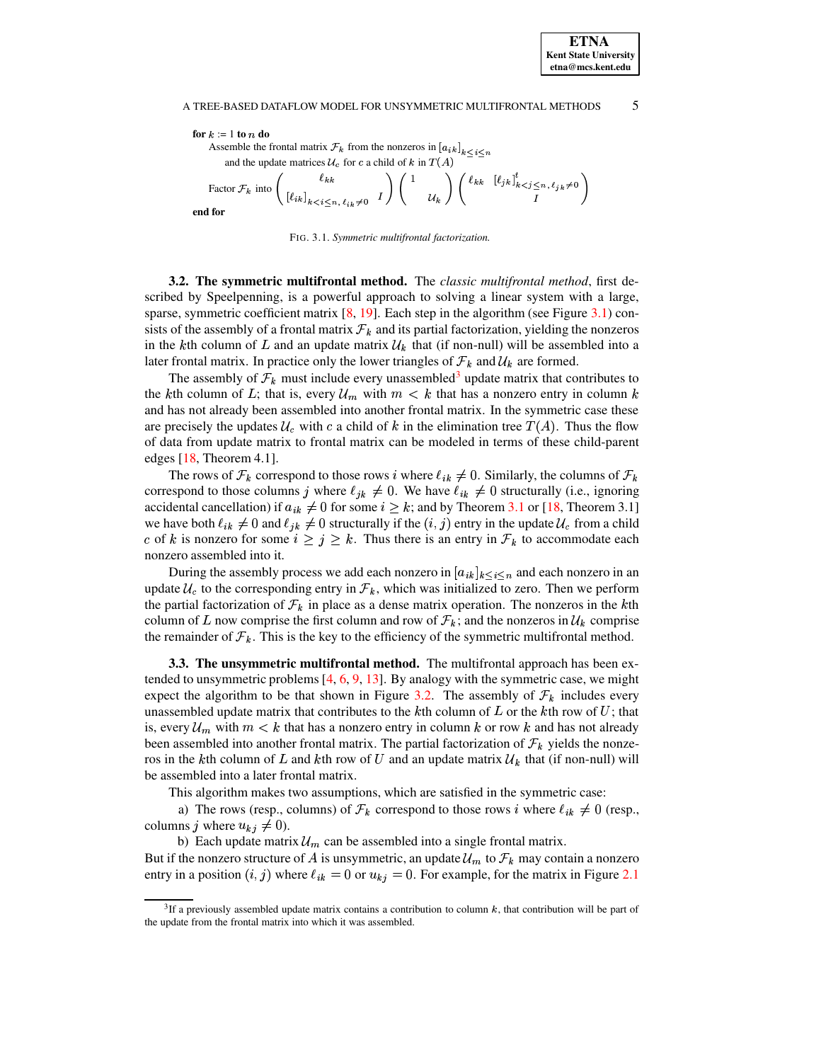**for** $k := 1$ **to** $n$ **do**
  Assemble the frontal matrix $\mathcal{F}_k$ from the nonzeros in $[a_{ik}]_{k \le i \le n}$
    and the update matrices $\mathcal{U}_c$ for $c$ a child of $k$ in $T(A)$
  Factor $\mathcal{F}_k$ into $\begin{pmatrix} \ell_{kk} & \\ [\ell_{ik}]_{k<i\le n,\, \ell_{ik}\ne 0} & I \end{pmatrix} \begin{pmatrix} 1 & \\ & \mathcal{U}_k \end{pmatrix} \begin{pmatrix} \ell_{kk} & [\ell_{jk}]^t_{k<j\le n,\, \ell_{jk}\ne 0} \\ & I \end{pmatrix}$
**end for**

FIG. 3.1. *Symmetric multifrontal factorization.*

### 3.2. The symmetric multifrontal method.

The *classic multifrontal method*, first described by Speelpenning, is a powerful approach to solving a linear system with a large, sparse, symmetric coefficient matrix [8, 19]. Each step in the algorithm (see Figure 3.1) consists of the assembly of a frontal matrix $\mathcal{F}_k$ and its partial factorization, yielding the nonzeros in the $k$th column of $L$ and an update matrix $\mathcal{U}_k$ that (if non-null) will be assembled into a later frontal matrix. In practice only the lower triangles of $\mathcal{F}_k$ and $\mathcal{U}_k$ are formed.

The assembly of $\mathcal{F}_k$ must include every unassembled[3] update matrix that contributes to the $k$th column of $L$; that is, every $\mathcal{U}_m$ with $m < k$ that has a nonzero entry in column $k$ and has not already been assembled into another frontal matrix. In the symmetric case these are precisely the updates $\mathcal{U}_c$ with $c$ a child of $k$ in the elimination tree $T(A)$. Thus the flow of data from update matrix to frontal matrix can be modeled in terms of these child-parent edges [18, Theorem 4.1].

The rows of $\mathcal{F}_k$ correspond to those rows $i$ where $\ell_{ik} \ne 0$. Similarly, the columns of $\mathcal{F}_k$ correspond to those columns $j$ where $\ell_{jk} \ne 0$. We have $\ell_{ik} \ne 0$ structurally (i.e., ignoring accidental cancellation) if $a_{ik} \ne 0$ for some $i \ge k$; and by Theorem 3.1 or [18, Theorem 3.1] we have both $\ell_{ik} \ne 0$ and $\ell_{jk} \ne 0$ structurally if the $(i, j)$ entry in the update $\mathcal{U}_c$ from a child $c$ of $k$ is nonzero for some $i \ge j \ge k$. Thus there is an entry in $\mathcal{F}_k$ to accommodate each nonzero assembled into it.

During the assembly process we add each nonzero in $[a_{ik}]_{k \le i \le n}$ and each nonzero in an update $\mathcal{U}_c$ to the corresponding entry in $\mathcal{F}_k$, which was initialized to zero. Then we perform the partial factorization of $\mathcal{F}_k$ in place as a dense matrix operation. The nonzeros in the $k$th column of $L$ now comprise the first column and row of $\mathcal{F}_k$; and the nonzeros in $\mathcal{U}_k$ comprise the remainder of $\mathcal{F}_k$. This is the key to the efficiency of the symmetric multifrontal method.

### 3.3. The unsymmetric multifrontal method.

The multifrontal approach has been extended to unsymmetric problems [4, 6, 9, 13]. By analogy with the symmetric case, we might expect the algorithm to be that shown in Figure 3.2. The assembly of $\mathcal{F}_k$ includes every unassembled update matrix that contributes to the $k$th column of $L$ or the $k$th row of $U$; that is, every $\mathcal{U}_m$ with $m < k$ that has a nonzero entry in column $k$ or row $k$ and has not already been assembled into another frontal matrix. The partial factorization of $\mathcal{F}_k$ yields the nonzeros in the $k$th column of $L$ and $k$th row of $U$ and an update matrix $\mathcal{U}_k$ that (if non-null) will be assembled into a later frontal matrix.

This algorithm makes two assumptions, which are satisfied in the symmetric case:

a) The rows (resp., columns) of $\mathcal{F}_k$ correspond to those rows $i$ where $\ell_{ik} \ne 0$ (resp., columns $j$ where $u_{kj} \ne 0$).

b) Each update matrix $\mathcal{U}_m$ can be assembled into a single frontal matrix.

But if the nonzero structure of $A$ is unsymmetric, an update $\mathcal{U}_m$ to $\mathcal{F}_k$ may contain a nonzero entry in a position $(i, j)$ where $\ell_{ik} = 0$ or $u_{kj} = 0$. For example, for the matrix in Figure 2.1

---

[3] If a previously assembled update matrix contains a contribution to column $k$, that contribution will be part of the update from the frontal matrix into which it was assembled.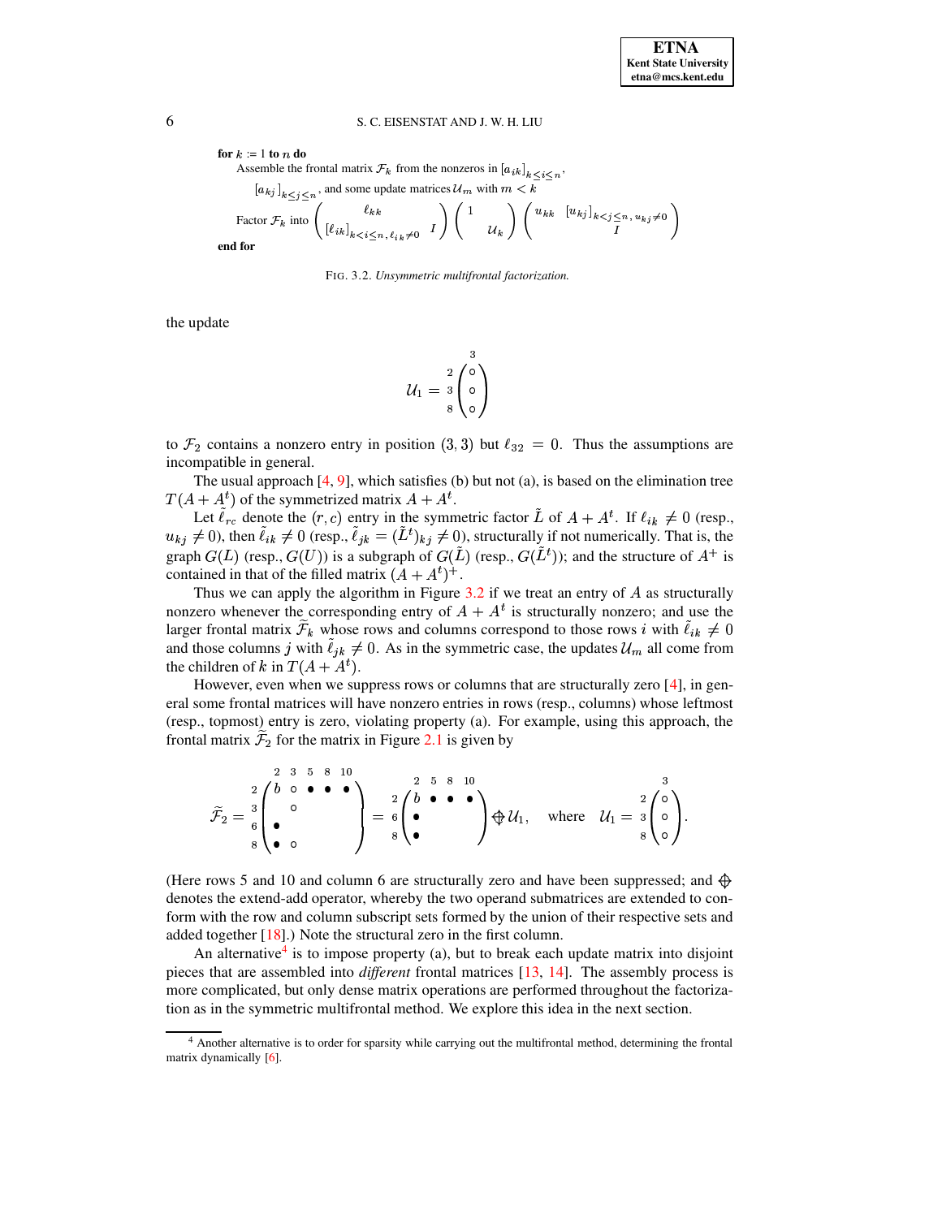**for** $k := 1$ **to** $n$ **do**

  Assemble the frontal matrix $\mathcal{F}_k$ from the nonzeros in $[a_{ik}]_{k\le i\le n}$,

    $[a_{kj}]_{k\le j\le n}$, and some update matrices $\mathcal{U}_m$ with $m < k$

  Factor $\mathcal{F}_k$ into $\begin{pmatrix} \ell_{kk} & \\ [\ell_{ik}]_{k<i\le n,\,\ell_{ik}\ne 0} & I \end{pmatrix} \begin{pmatrix} 1 & \\ & \mathcal{U}_k \end{pmatrix} \begin{pmatrix} u_{kk} & [u_{kj}]_{k<j\le n,\,u_{kj}\ne 0} \\ & I \end{pmatrix}$

**end for**

FIG. 3.2. *Unsymmetric multifrontal factorization.*

the update

$$\mathcal{U}_1 = \begin{array}{c} \\ 2 \\ 3 \\ 8 \end{array} \begin{array}{c} 3 \\ \begin{pmatrix} \circ \\ \circ \\ \circ \end{pmatrix} \end{array}$$

to $\mathcal{F}_2$ contains a nonzero entry in position $(3,3)$ but $\ell_{32} = 0$. Thus the assumptions are incompatible in general.

The usual approach [4, 9], which satisfies (b) but not (a), is based on the elimination tree $T(A + A^t)$ of the symmetrized matrix $A + A^t$.

Let $\tilde{\ell}_{rc}$ denote the $(r,c)$ entry in the symmetric factor $\tilde{L}$ of $A + A^t$. If $\ell_{ik} \ne 0$ (resp., $u_{kj} \ne 0$), then $\tilde{\ell}_{ik} \ne 0$ (resp., $\tilde{\ell}_{jk} = (\tilde{L}^t)_{kj} \ne 0$), structurally if not numerically. That is, the graph $G(L)$ (resp., $G(U)$) is a subgraph of $G(\tilde{L})$ (resp., $G(\tilde{L}^t)$); and the structure of $A^+$ is contained in that of the filled matrix $(A + A^t)^+$.

Thus we can apply the algorithm in Figure 3.2 if we treat an entry of $A$ as structurally nonzero whenever the corresponding entry of $A + A^t$ is structurally nonzero; and use the larger frontal matrix $\widetilde{\mathcal{F}}_k$ whose rows and columns correspond to those rows $i$ with $\tilde{\ell}_{ik} \ne 0$ and those columns $j$ with $\tilde{\ell}_{jk} \ne 0$. As in the symmetric case, the updates $\mathcal{U}_m$ all come from the children of $k$ in $T(A + A^t)$.

However, even when we suppress rows or columns that are structurally zero [4], in general some frontal matrices will have nonzero entries in rows (resp., columns) whose leftmost (resp., topmost) entry is zero, violating property (a). For example, using this approach, the frontal matrix $\widetilde{\mathcal{F}}_2$ for the matrix in Figure 2.1 is given by

$$\widetilde{\mathcal{F}}_2 = \begin{array}{c} \\ 2 \\ 3 \\ 6 \\ 8 \end{array} \begin{array}{c} \begin{array}{ccccc} 2 & 3 & 5 & 8 & 10 \end{array} \\ \begin{pmatrix} b & \circ & \bullet & \bullet & \bullet \\ & \circ & & & \\ \bullet & & & & \\ \bullet & \circ & & & \end{pmatrix} \end{array} = \begin{array}{c} \\ 2 \\ 6 \\ 8 \end{array} \begin{array}{c} \begin{array}{cccc} 2 & 5 & 8 & 10 \end{array} \\ \begin{pmatrix} b & \bullet & \bullet & \bullet \\ \bullet & & & \\ \bullet & & & \end{pmatrix} \end{array} \oplus \mathcal{U}_1, \quad \text{where} \quad \mathcal{U}_1 = \begin{array}{c} \\ 2 \\ 3 \\ 8 \end{array} \begin{array}{c} 3 \\ \begin{pmatrix} \circ \\ \circ \\ \circ \end{pmatrix} \end{array}.$$

(Here rows 5 and 10 and column 6 are structurally zero and have been suppressed; and $\oplus$ denotes the extend-add operator, whereby the two operand submatrices are extended to conform with the row and column subscript sets formed by the union of their respective sets and added together [18].) Note the structural zero in the first column.

An alternative[4] is to impose property (a), but to break each update matrix into disjoint pieces that are assembled into *different* frontal matrices [13, 14]. The assembly process is more complicated, but only dense matrix operations are performed throughout the factorization as in the symmetric multifrontal method. We explore this idea in the next section.

[4] Another alternative is to order for sparsity while carrying out the multifrontal method, determining the frontal matrix dynamically [6].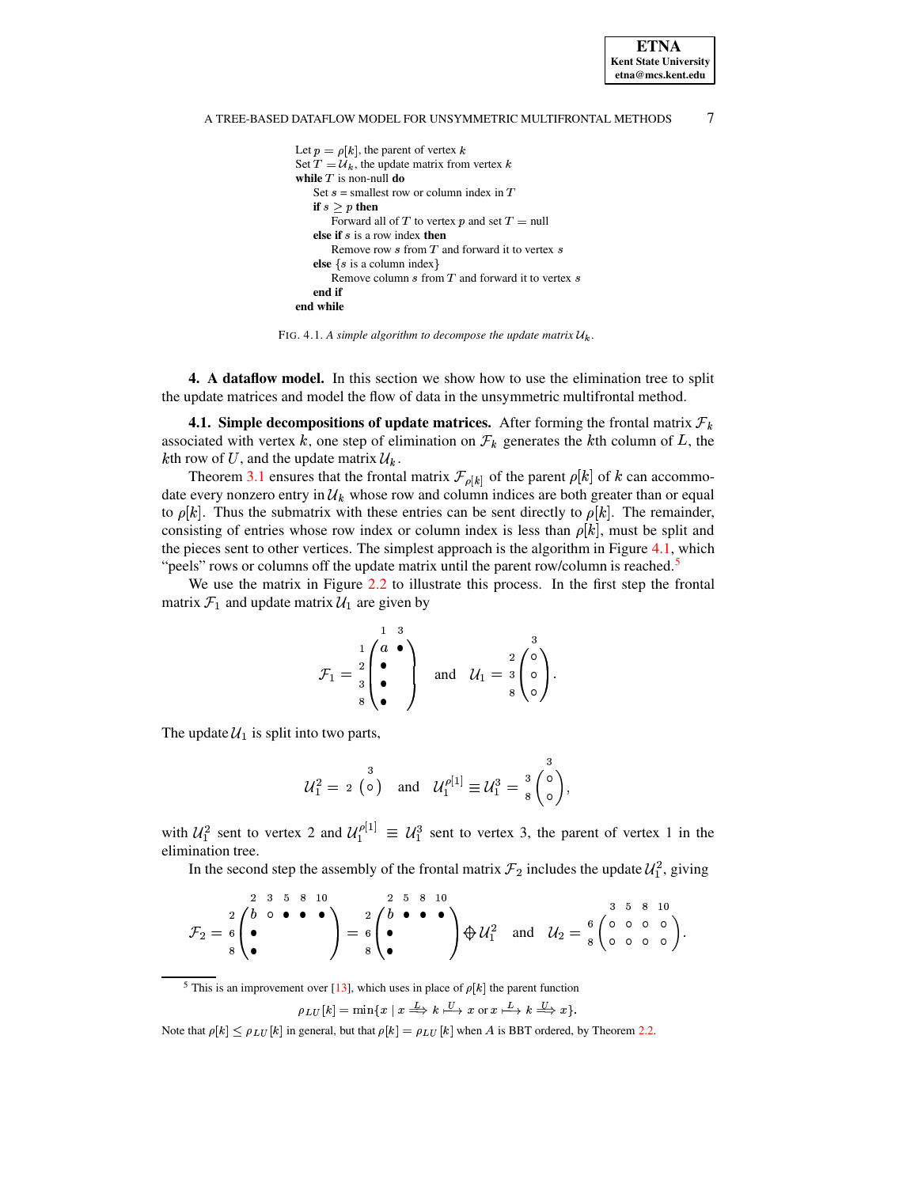```
Let p = ρ[k], the parent of vertex k
Set T = U_k, the update matrix from vertex k
while T is non-null do
    Set s = smallest row or column index in T
    if s ≥ p then
        Forward all of T to vertex p and set T = null
    else if s is a row index then
        Remove row s from T and forward it to vertex s
    else {s is a column index}
        Remove column s from T and forward it to vertex s
    end if
end while
```

FIG. 4.1. *A simple algorithm to decompose the update matrix* $\mathcal{U}_k$.

## 4. A dataflow model.

In this section we show how to use the elimination tree to split the update matrices and model the flow of data in the unsymmetric multifrontal method.

### 4.1. Simple decompositions of update matrices.

After forming the frontal matrix $\mathcal{F}_k$ associated with vertex $k$, one step of elimination on $\mathcal{F}_k$ generates the $k$th column of $L$, the $k$th row of $U$, and the update matrix $\mathcal{U}_k$.

Theorem 3.1 ensures that the frontal matrix $\mathcal{F}_{\rho[k]}$ of the parent $\rho[k]$ of $k$ can accommodate every nonzero entry in $\mathcal{U}_k$ whose row and column indices are both greater than or equal to $\rho[k]$. Thus the submatrix with these entries can be sent directly to $\rho[k]$. The remainder, consisting of entries whose row index or column index is less than $\rho[k]$, must be split and the pieces sent to other vertices. The simplest approach is the algorithm in Figure 4.1, which "peels" rows or columns off the update matrix until the parent row/column is reached.[5]

We use the matrix in Figure 2.2 to illustrate this process. In the first step the frontal matrix $\mathcal{F}_1$ and update matrix $\mathcal{U}_1$ are given by

$$\mathcal{F}_1 = \begin{array}{c} \\ 1 \\ 2 \\ 3 \\ 8 \end{array}\!\!\begin{array}{c} \begin{array}{cc} 1 & 3 \end{array} \\ \begin{pmatrix} a & \bullet \\ \bullet & \\ \bullet & \\ \bullet & \end{pmatrix} \end{array} \quad \text{and} \quad \mathcal{U}_1 = \begin{array}{c} \\ 2 \\ 3 \\ 8 \end{array}\!\!\begin{array}{c} 3 \\ \begin{pmatrix} \circ \\ \circ \\ \circ \end{pmatrix} \end{array}.$$

The update $\mathcal{U}_1$ is split into two parts,

$$\mathcal{U}_1^2 = \begin{array}{c} \\ 2 \end{array}\!\!\begin{array}{c} 3 \\ \begin{pmatrix} \circ \end{pmatrix} \end{array} \quad \text{and} \quad \mathcal{U}_1^{\rho[1]} \equiv \mathcal{U}_1^3 = \begin{array}{c} \\ 3 \\ 8 \end{array}\!\!\begin{array}{c} 3 \\ \begin{pmatrix} \circ \\ \circ \end{pmatrix} \end{array},$$

with $\mathcal{U}_1^2$ sent to vertex 2 and $\mathcal{U}_1^{\rho[1]} \equiv \mathcal{U}_1^3$ sent to vertex 3, the parent of vertex 1 in the elimination tree.

In the second step the assembly of the frontal matrix $\mathcal{F}_2$ includes the update $\mathcal{U}_1^2$, giving

$$\mathcal{F}_2 = \begin{array}{c} \\ 2 \\ 6 \\ 8 \end{array}\!\!\begin{array}{c} \begin{array}{ccccc} 2 & 3 & 5 & 8 & 10 \end{array} \\ \begin{pmatrix} b & \circ & \bullet & \bullet & \bullet \\ \bullet & & & & \\ \bullet & & & & \end{pmatrix} \end{array} = \begin{array}{c} \\ 2 \\ 6 \\ 8 \end{array}\!\!\begin{array}{c} \begin{array}{cccc} 2 & 5 & 8 & 10 \end{array} \\ \begin{pmatrix} b & \bullet & \bullet & \bullet \\ \bullet & & & \\ \bullet & & & \end{pmatrix} \end{array} \oplus \mathcal{U}_1^2 \quad \text{and} \quad \mathcal{U}_2 = \begin{array}{c} \\ 6 \\ 8 \end{array}\!\!\begin{array}{c} \begin{array}{cccc} 3 & 5 & 8 & 10 \end{array} \\ \begin{pmatrix} \circ & \circ & \circ & \circ \\ \circ & \circ & \circ & \circ \end{pmatrix} \end{array}.$$

---

[5] This is an improvement over [13], which uses in place of $\rho[k]$ the parent function

$$\rho_{LU}[k] = \min\{x \mid x \overset{L}{\Longrightarrow} k \overset{U}{\longmapsto} x \text{ or } x \overset{L}{\longmapsto} k \overset{U}{\Longrightarrow} x\}.$$

Note that $\rho[k] \le \rho_{LU}[k]$ in general, but that $\rho[k] = \rho_{LU}[k]$ when $A$ is BBT ordered, by Theorem 2.2.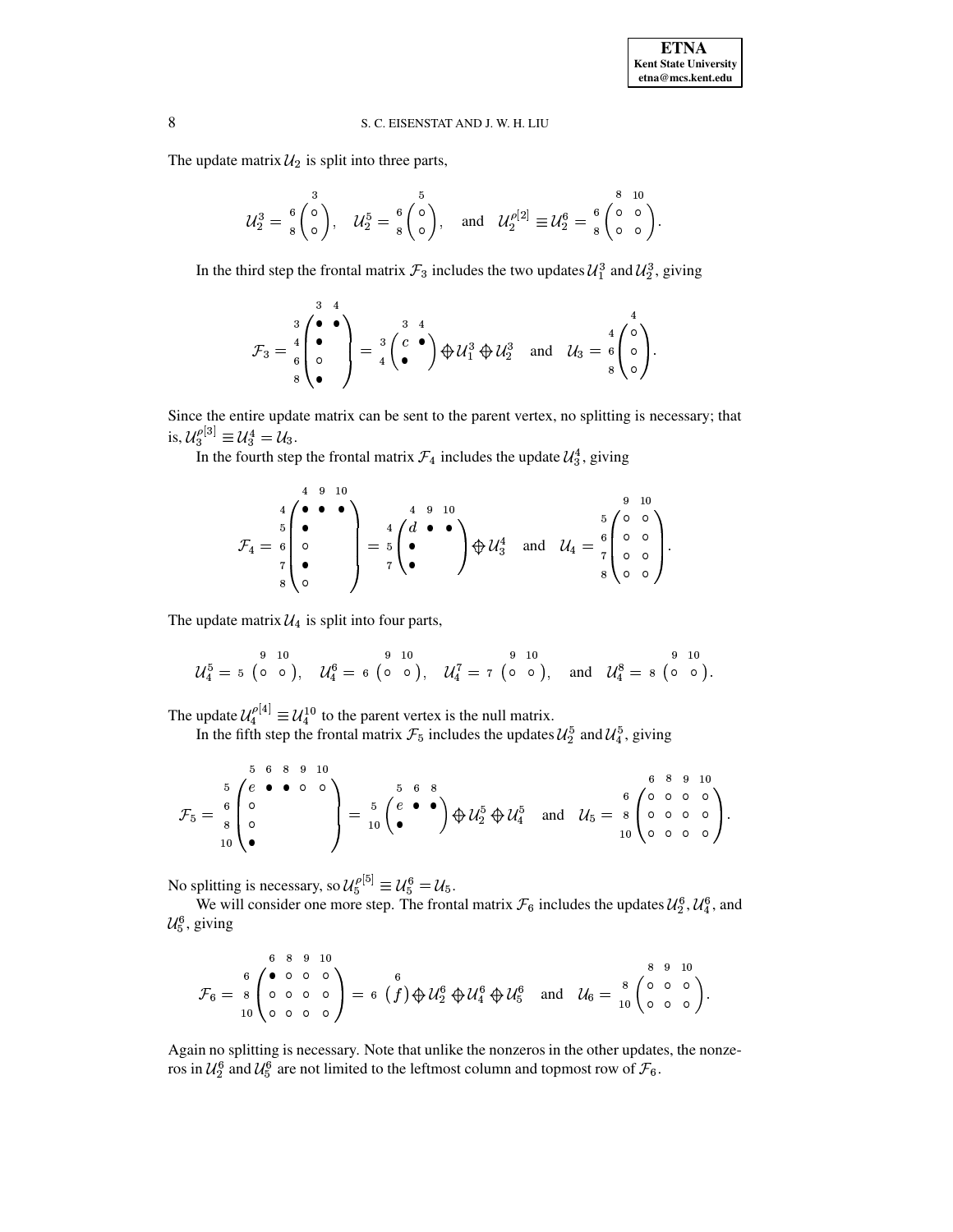The update matrix $\mathcal{U}_2$ is split into three parts,

$$\mathcal{U}_2^3 = \begin{array}{c|c} & 3 \\ \hline 6 & \circ \\ 8 & \circ \end{array}, \quad \mathcal{U}_2^5 = \begin{array}{c|c} & 5 \\ \hline 6 & \circ \\ 8 & \circ \end{array}, \quad \text{and} \quad \mathcal{U}_2^{\rho[2]} \equiv \mathcal{U}_2^6 = \begin{array}{c|cc} & 8 & 10 \\ \hline 6 & \circ & \circ \\ 8 & \circ & \circ \end{array}.$$

In the third step the frontal matrix $\mathcal{F}_3$ includes the two updates $\mathcal{U}_1^3$ and $\mathcal{U}_2^3$, giving

$$\mathcal{F}_3 = \begin{array}{c|cc} & 3 & 4 \\ \hline 3 & \bullet & \bullet \\ 4 & \bullet & \\ 6 & \circ & \\ 8 & \bullet & \end{array} = \begin{array}{c|cc} & 3 & 4 \\ \hline 3 & c & \bullet \\ 4 & \bullet & \end{array} \oplus \mathcal{U}_1^3 \oplus \mathcal{U}_2^3 \quad \text{and} \quad \mathcal{U}_3 = \begin{array}{c|c} & 4 \\ \hline 4 & \circ \\ 6 & \circ \\ 8 & \circ \end{array}.$$

Since the entire update matrix can be sent to the parent vertex, no splitting is necessary; that is, $\mathcal{U}_3^{\rho[3]} \equiv \mathcal{U}_3^4 = \mathcal{U}_3$.

In the fourth step the frontal matrix $\mathcal{F}_4$ includes the update $\mathcal{U}_3^4$, giving

$$\mathcal{F}_4 = \begin{array}{c|ccc} & 4 & 9 & 10 \\ \hline 4 & \bullet & \bullet & \bullet \\ 5 & \bullet & & \\ 6 & \circ & & \\ 7 & \bullet & & \\ 8 & \circ & & \end{array} = \begin{array}{c|ccc} & 4 & 9 & 10 \\ \hline 4 & d & \bullet & \bullet \\ 5 & \bullet & & \\ 7 & \bullet & & \end{array} \oplus \mathcal{U}_3^4 \quad \text{and} \quad \mathcal{U}_4 = \begin{array}{c|cc} & 9 & 10 \\ \hline 5 & \circ & \circ \\ 6 & \circ & \circ \\ 7 & \circ & \circ \\ 8 & \circ & \circ \end{array}.$$

The update matrix $\mathcal{U}_4$ is split into four parts,

$$\mathcal{U}_4^5 = \begin{array}{c|cc} & 9 & 10 \\ \hline 5 & \circ & \circ \end{array}, \quad \mathcal{U}_4^6 = \begin{array}{c|cc} & 9 & 10 \\ \hline 6 & \circ & \circ \end{array}, \quad \mathcal{U}_4^7 = \begin{array}{c|cc} & 9 & 10 \\ \hline 7 & \circ & \circ \end{array}, \quad \text{and} \quad \mathcal{U}_4^8 = \begin{array}{c|cc} & 9 & 10 \\ \hline 8 & \circ & \circ \end{array}.$$

The update $\mathcal{U}_4^{\rho[4]} \equiv \mathcal{U}_4^{10}$ to the parent vertex is the null matrix.

In the fifth step the frontal matrix $\mathcal{F}_5$ includes the updates $\mathcal{U}_2^5$ and $\mathcal{U}_4^5$, giving

$$\mathcal{F}_5 = \begin{array}{c|ccccc} & 5 & 6 & 8 & 9 & 10 \\ \hline 5 & e & \bullet & \bullet & \circ & \circ \\ 6 & \circ & & & & \\ 8 & \circ & & & & \\ 10 & \bullet & & & & \end{array} = \begin{array}{c|ccc} & 5 & 6 & 8 \\ \hline 5 & e & \bullet & \bullet \\ 10 & \bullet & & \end{array} \oplus \mathcal{U}_2^5 \oplus \mathcal{U}_4^5 \quad \text{and} \quad \mathcal{U}_5 = \begin{array}{c|cccc} & 6 & 8 & 9 & 10 \\ \hline 6 & \circ & \circ & \circ & \circ \\ 8 & \circ & \circ & \circ & \circ \\ 10 & \circ & \circ & \circ & \circ \end{array}.$$

No splitting is necessary, so $\mathcal{U}_5^{\rho[5]} \equiv \mathcal{U}_5^6 = \mathcal{U}_5$.

We will consider one more step. The frontal matrix $\mathcal{F}_6$ includes the updates $\mathcal{U}_2^6$, $\mathcal{U}_4^6$, and $\mathcal{U}_5^6$, giving

$$\mathcal{F}_6 = \begin{array}{c|cccc} & 6 & 8 & 9 & 10 \\ \hline 6 & \bullet & \circ & \circ & \circ \\ 8 & \circ & \circ & \circ & \circ \\ 10 & \circ & \circ & \circ & \circ \end{array} = \begin{array}{c|c} & 6 \\ \hline 6 & f \end{array} \oplus \mathcal{U}_2^6 \oplus \mathcal{U}_4^6 \oplus \mathcal{U}_5^6 \quad \text{and} \quad \mathcal{U}_6 = \begin{array}{c|ccc} & 8 & 9 & 10 \\ \hline 8 & \circ & \circ & \circ \\ 10 & \circ & \circ & \circ \end{array}.$$

Again no splitting is necessary. Note that unlike the nonzeros in the other updates, the nonzeros in $\mathcal{U}_2^6$ and $\mathcal{U}_5^6$ are not limited to the leftmost column and topmost row of $\mathcal{F}_6$.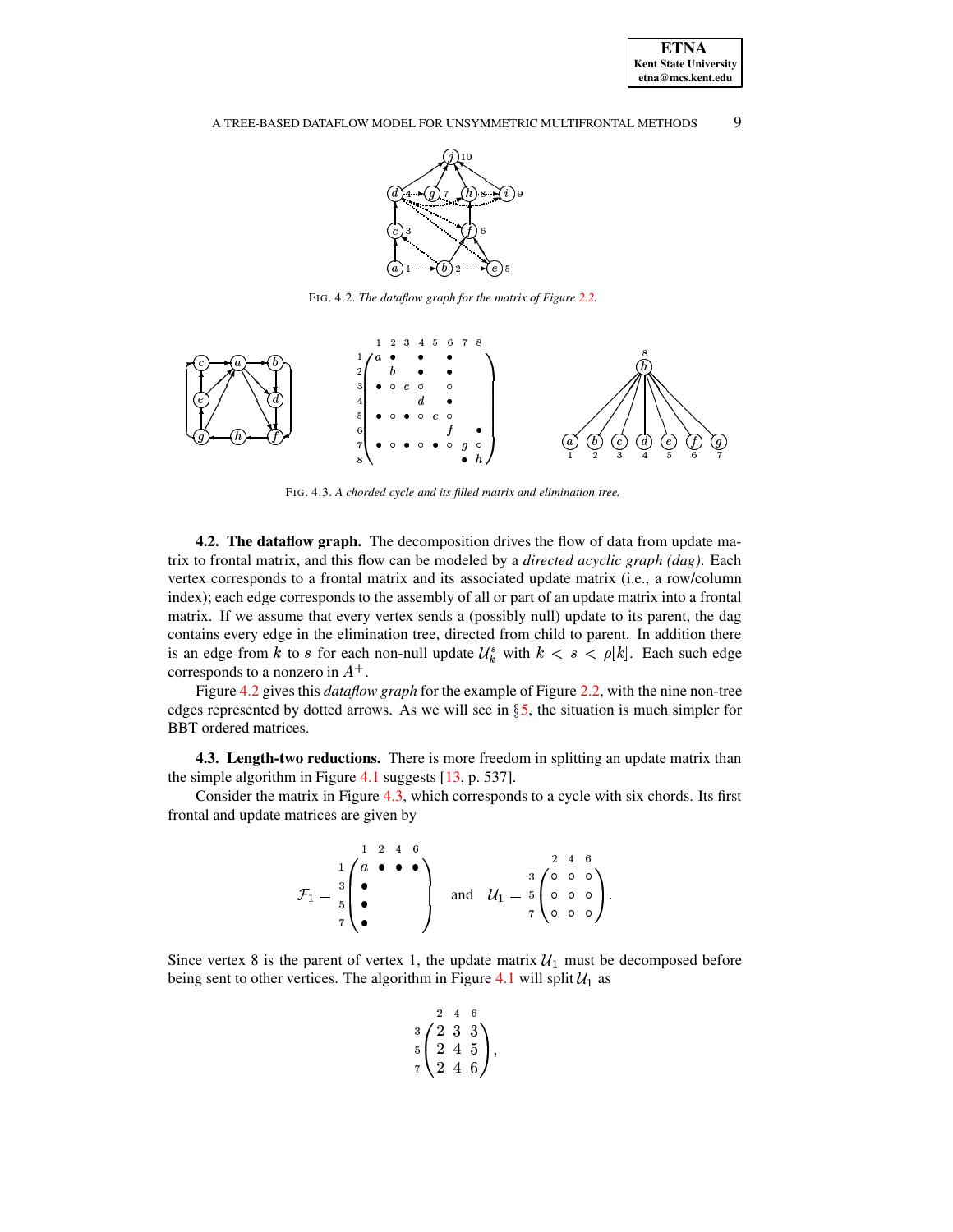FIG. 4.2. *The dataflow graph for the matrix of Figure 2.2.*

FIG. 4.3. *A chorded cycle and its filled matrix and elimination tree.*

**4.2. The dataflow graph.** The decomposition drives the flow of data from update matrix to frontal matrix, and this flow can be modeled by a *directed acyclic graph (dag)*. Each vertex corresponds to a frontal matrix and its associated update matrix (i.e., a row/column index); each edge corresponds to the assembly of all or part of an update matrix into a frontal matrix. If we assume that every vertex sends a (possibly null) update to its parent, the dag contains every edge in the elimination tree, directed from child to parent. In addition there is an edge from $k$ to $s$ for each non-null update $\mathcal{U}_k^s$ with $k < s < \rho[k]$. Each such edge corresponds to a nonzero in $A^+$.

Figure 4.2 gives this *dataflow graph* for the example of Figure 2.2, with the nine non-tree edges represented by dotted arrows. As we will see in §5, the situation is much simpler for BBT ordered matrices.

**4.3. Length-two reductions.** There is more freedom in splitting an update matrix than the simple algorithm in Figure 4.1 suggests [13, p. 537].

Consider the matrix in Figure 4.3, which corresponds to a cycle with six chords. Its first frontal and update matrices are given by

$$\mathcal{F}_1 = \begin{array}{c} \\ 1 \\ 3 \\ 5 \\ 7 \end{array}\!\!\begin{array}{c} \begin{array}{cccc} 1 & 2 & 4 & 6 \end{array} \\ \begin{pmatrix} a & \bullet & \bullet & \bullet \\ \bullet & & & \\ \bullet & & & \\ \bullet & & & \end{pmatrix} \end{array} \quad \text{and} \quad \mathcal{U}_1 = \begin{array}{c} \\ 3 \\ 5 \\ 7 \end{array}\!\!\begin{array}{c} \begin{array}{ccc} 2 & 4 & 6 \end{array} \\ \begin{pmatrix} \circ & \circ & \circ \\ \circ & \circ & \circ \\ \circ & \circ & \circ \end{pmatrix} \end{array}.$$

Since vertex 8 is the parent of vertex 1, the update matrix $\mathcal{U}_1$ must be decomposed before being sent to other vertices. The algorithm in Figure 4.1 will split $\mathcal{U}_1$ as

$$\begin{array}{c} \\ 3 \\ 5 \\ 7 \end{array}\!\!\begin{array}{c} \begin{array}{ccc} 2 & 4 & 6 \end{array} \\ \begin{pmatrix} 2 & 3 & 3 \\ 2 & 4 & 5 \\ 2 & 4 & 6 \end{pmatrix} \end{array},$$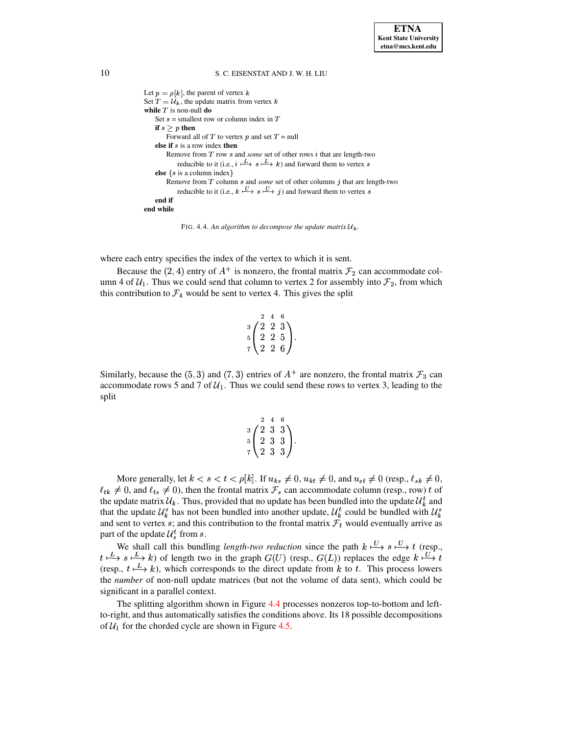```
Let p = ρ[k], the parent of vertex k
Set T = U_k, the update matrix from vertex k
while T is non-null do
    Set s = smallest row or column index in T
    if s ≥ p then
        Forward all of T to vertex p and set T = null
    else if s is a row index then
        Remove from T row s and some set of other rows i that are length-two
            reducible to it (i.e., i ↦L s ↦L k) and forward them to vertex s
    else {s is a column index}
        Remove from T column s and some set of other columns j that are length-two
            reducible to it (i.e., k ↦U s ↦U j) and forward them to vertex s
    end if
end while
```

FIG. 4.4. *An algorithm to decompose the update matrix* $\mathcal{U}_k$.

where each entry specifies the index of the vertex to which it is sent.

Because the $(2,4)$ entry of $A^+$ is nonzero, the frontal matrix $\mathcal{F}_2$ can accommodate column 4 of $\mathcal{U}_1$. Thus we could send that column to vertex 2 for assembly into $\mathcal{F}_2$, from which this contribution to $\mathcal{F}_4$ would be sent to vertex 4. This gives the split

$$\begin{array}{c} \\ 3 \\ 5 \\ 7 \end{array} \begin{array}{c} \begin{array}{ccc} 2 & 4 & 6 \end{array} \\ \begin{pmatrix} 2 & 2 & 3 \\ 2 & 2 & 5 \\ 2 & 2 & 6 \end{pmatrix} \end{array}.$$

Similarly, because the $(5,3)$ and $(7,3)$ entries of $A^+$ are nonzero, the frontal matrix $\mathcal{F}_3$ can accommodate rows 5 and 7 of $\mathcal{U}_1$. Thus we could send these rows to vertex 3, leading to the split

$$\begin{array}{c} \\ 3 \\ 5 \\ 7 \end{array} \begin{array}{c} \begin{array}{ccc} 2 & 4 & 6 \end{array} \\ \begin{pmatrix} 2 & 3 & 3 \\ 2 & 3 & 3 \\ 2 & 3 & 3 \end{pmatrix} \end{array}.$$

More generally, let $k < s < t < \rho[k]$. If $u_{ks} \neq 0$, $u_{kt} \neq 0$, and $u_{st} \neq 0$ (resp., $\ell_{sk} \neq 0$, $\ell_{tk} \neq 0$, and $\ell_{ts} \neq 0$), then the frontal matrix $\mathcal{F}_s$ can accommodate column (resp., row) $t$ of the update matrix $\mathcal{U}_k$. Thus, provided that no update has been bundled into the update $\mathcal{U}_k^t$ and that the update $\mathcal{U}_k^s$ has not been bundled into another update, $\mathcal{U}_k^t$ could be bundled with $\mathcal{U}_k^s$ and sent to vertex $s$; and this contribution to the frontal matrix $\mathcal{F}_t$ would eventually arrive as part of the update $\mathcal{U}_s^t$ from $s$.

We shall call this bundling *length-two reduction* since the path $k \overset{U}{\longmapsto} s \overset{U}{\longmapsto} t$ (resp., $t \overset{L}{\longmapsto} s \overset{L}{\longmapsto} k$) of length two in the graph $G(U)$ (resp., $G(L)$) replaces the edge $k \overset{U}{\longmapsto} t$ (resp., $t \overset{L}{\longmapsto} k$), which corresponds to the direct update from $k$ to $t$. This process lowers the *number* of non-null update matrices (but not the volume of data sent), which could be significant in a parallel context.

The splitting algorithm shown in Figure 4.4 processes nonzeros top-to-bottom and left-to-right, and thus automatically satisfies the conditions above. Its 18 possible decompositions of $\mathcal{U}_1$ for the chorded cycle are shown in Figure 4.5.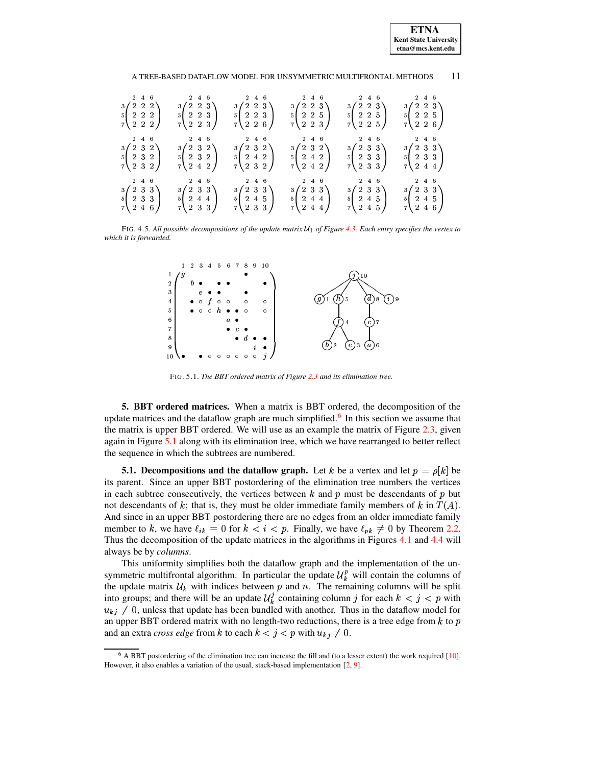$$
\begin{array}{cccccc}
\begin{smallmatrix} & 2 & 4 & 6 \\ 3 & 2 & 2 & 2 \\ 5 & 2 & 2 & 2 \\ 7 & 2 & 2 & 2 \end{smallmatrix} &
\begin{smallmatrix} & 2 & 4 & 6 \\ 3 & 2 & 2 & 3 \\ 5 & 2 & 2 & 3 \\ 7 & 2 & 2 & 3 \end{smallmatrix} &
\begin{smallmatrix} & 2 & 4 & 6 \\ 3 & 2 & 2 & 3 \\ 5 & 2 & 2 & 3 \\ 7 & 2 & 2 & 6 \end{smallmatrix} &
\begin{smallmatrix} & 2 & 4 & 6 \\ 3 & 2 & 2 & 3 \\ 5 & 2 & 2 & 5 \\ 7 & 2 & 2 & 3 \end{smallmatrix} &
\begin{smallmatrix} & 2 & 4 & 6 \\ 3 & 2 & 2 & 3 \\ 5 & 2 & 2 & 5 \\ 7 & 2 & 2 & 5 \end{smallmatrix} &
\begin{smallmatrix} & 2 & 4 & 6 \\ 3 & 2 & 2 & 3 \\ 5 & 2 & 2 & 5 \\ 7 & 2 & 2 & 6 \end{smallmatrix} \\
\begin{smallmatrix} & 2 & 4 & 6 \\ 3 & 2 & 3 & 2 \\ 5 & 2 & 3 & 2 \\ 7 & 2 & 3 & 2 \end{smallmatrix} &
\begin{smallmatrix} & 2 & 4 & 6 \\ 3 & 2 & 3 & 2 \\ 5 & 2 & 3 & 2 \\ 7 & 2 & 4 & 2 \end{smallmatrix} &
\begin{smallmatrix} & 2 & 4 & 6 \\ 3 & 2 & 3 & 2 \\ 5 & 2 & 4 & 2 \\ 7 & 2 & 3 & 2 \end{smallmatrix} &
\begin{smallmatrix} & 2 & 4 & 6 \\ 3 & 2 & 3 & 2 \\ 5 & 2 & 4 & 2 \\ 7 & 2 & 4 & 2 \end{smallmatrix} &
\begin{smallmatrix} & 2 & 4 & 6 \\ 3 & 2 & 3 & 3 \\ 5 & 2 & 3 & 3 \\ 7 & 2 & 3 & 3 \end{smallmatrix} &
\begin{smallmatrix} & 2 & 4 & 6 \\ 3 & 2 & 3 & 3 \\ 5 & 2 & 3 & 3 \\ 7 & 2 & 4 & 4 \end{smallmatrix} \\
\begin{smallmatrix} & 2 & 4 & 6 \\ 3 & 2 & 3 & 3 \\ 5 & 2 & 3 & 3 \\ 7 & 2 & 4 & 6 \end{smallmatrix} &
\begin{smallmatrix} & 2 & 4 & 6 \\ 3 & 2 & 3 & 3 \\ 5 & 2 & 4 & 4 \\ 7 & 2 & 3 & 3 \end{smallmatrix} &
\begin{smallmatrix} & 2 & 4 & 6 \\ 3 & 2 & 3 & 3 \\ 5 & 2 & 4 & 5 \\ 7 & 2 & 3 & 3 \end{smallmatrix} &
\begin{smallmatrix} & 2 & 4 & 6 \\ 3 & 2 & 3 & 3 \\ 5 & 2 & 4 & 4 \\ 7 & 2 & 4 & 4 \end{smallmatrix} &
\begin{smallmatrix} & 2 & 4 & 6 \\ 3 & 2 & 3 & 3 \\ 5 & 2 & 4 & 5 \\ 7 & 2 & 4 & 5 \end{smallmatrix} &
\begin{smallmatrix} & 2 & 4 & 6 \\ 3 & 2 & 3 & 3 \\ 5 & 2 & 4 & 5 \\ 7 & 2 & 4 & 6 \end{smallmatrix}
\end{array}
$$

FIG. 4.5. *All possible decompositions of the update matrix $\mathcal{U}_1$ of Figure 4.3. Each entry specifies the vertex to which it is forwarded.*

FIG. 5.1. *The BBT ordered matrix of Figure 2.3 and its elimination tree.*

**5. BBT ordered matrices.** When a matrix is BBT ordered, the decomposition of the update matrices and the dataflow graph are much simplified.[6] In this section we assume that the matrix is upper BBT ordered. We will use as an example the matrix of Figure 2.3, given again in Figure 5.1 along with its elimination tree, which we have rearranged to better reflect the sequence in which the subtrees are numbered.

**5.1. Decompositions and the dataflow graph.** Let $k$ be a vertex and let $p = \rho[k]$ be its parent. Since an upper BBT postordering of the elimination tree numbers the vertices in each subtree consecutively, the vertices between $k$ and $p$ must be descendants of $p$ but not descendants of $k$; that is, they must be older immediate family members of $k$ in $T(A)$. And since in an upper BBT postordering there are no edges from an older immediate family member to $k$, we have $\ell_{ik} = 0$ for $k < i < p$. Finally, we have $\ell_{pk} \neq 0$ by Theorem 2.2. Thus the decomposition of the update matrices in the algorithms in Figures 4.1 and 4.4 will always be by *columns*.

This uniformity simplifies both the dataflow graph and the implementation of the unsymmetric multifrontal algorithm. In particular the update $\mathcal{U}_k^p$ will contain the columns of the update matrix $\mathcal{U}_k$ with indices between $p$ and $n$. The remaining columns will be split into groups; and there will be an update $\mathcal{U}_k^j$ containing column $j$ for each $k < j < p$ with $u_{kj} \neq 0$, unless that update has been bundled with another. Thus in the dataflow model for an upper BBT ordered matrix with no length-two reductions, there is a tree edge from $k$ to $p$ and an extra *cross edge* from $k$ to each $k < j < p$ with $u_{kj} \neq 0$.

[6] A BBT postordering of the elimination tree can increase the fill and (to a lesser extent) the work required [10]. However, it also enables a variation of the usual, stack-based implementation [2, 9].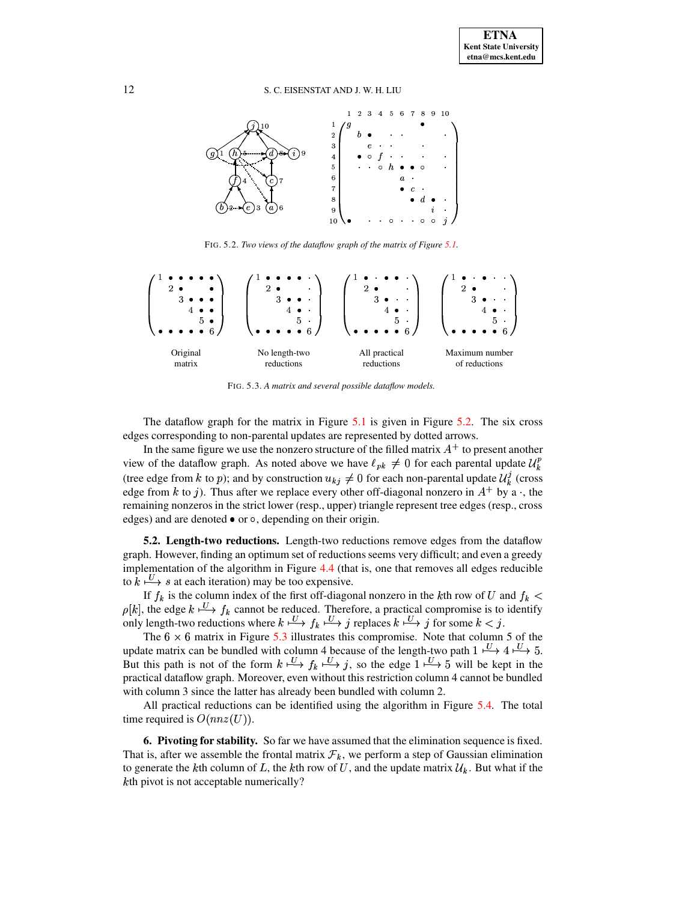FIG. 5.2. *Two views of the dataflow graph of the matrix of Figure 5.1.*

FIG. 5.3. *A matrix and several possible dataflow models.*

The dataflow graph for the matrix in Figure 5.1 is given in Figure 5.2. The six cross edges corresponding to non-parental updates are represented by dotted arrows.

In the same figure we use the nonzero structure of the filled matrix $A^+$ to present another view of the dataflow graph. As noted above we have $\ell_{pk} \neq 0$ for each parental update $\mathcal{U}_k^p$ (tree edge from $k$ to $p$); and by construction $u_{kj} \neq 0$ for each non-parental update $\mathcal{U}_k^j$ (cross edge from $k$ to $j$). Thus after we replace every other off-diagonal nonzero in $A^+$ by a $\cdot$, the remaining nonzeros in the strict lower (resp., upper) triangle represent tree edges (resp., cross edges) and are denoted $\bullet$ or $\circ$, depending on their origin.

**5.2. Length-two reductions.** Length-two reductions remove edges from the dataflow graph. However, finding an optimum set of reductions seems very difficult; and even a greedy implementation of the algorithm in Figure 4.4 (that is, one that removes all edges reducible to $k \stackrel{U}{\longmapsto} s$ at each iteration) may be too expensive.

If $f_k$ is the column index of the first off-diagonal nonzero in the $k$th row of $U$ and $f_k < \rho[k]$, the edge $k \stackrel{U}{\longmapsto} f_k$ cannot be reduced. Therefore, a practical compromise is to identify only length-two reductions where $k \stackrel{U}{\longmapsto} f_k \stackrel{U}{\longmapsto} j$ replaces $k \stackrel{U}{\longmapsto} j$ for some $k < j$.

The $6 \times 6$ matrix in Figure 5.3 illustrates this compromise. Note that column 5 of the update matrix can be bundled with column 4 because of the length-two path $1 \stackrel{U}{\longmapsto} 4 \stackrel{U}{\longmapsto} 5$. But this path is not of the form $k \stackrel{U}{\longmapsto} f_k \stackrel{U}{\longmapsto} j$, so the edge $1 \stackrel{U}{\longmapsto} 5$ will be kept in the practical dataflow graph. Moreover, even without this restriction column 4 cannot be bundled with column 3 since the latter has already been bundled with column 2.

All practical reductions can be identified using the algorithm in Figure 5.4. The total time required is $O(nnz(U))$.

**6. Pivoting for stability.** So far we have assumed that the elimination sequence is fixed. That is, after we assemble the frontal matrix $\mathcal{F}_k$, we perform a step of Gaussian elimination to generate the $k$th column of $L$, the $k$th row of $U$, and the update matrix $\mathcal{U}_k$. But what if the $k$th pivot is not acceptable numerically?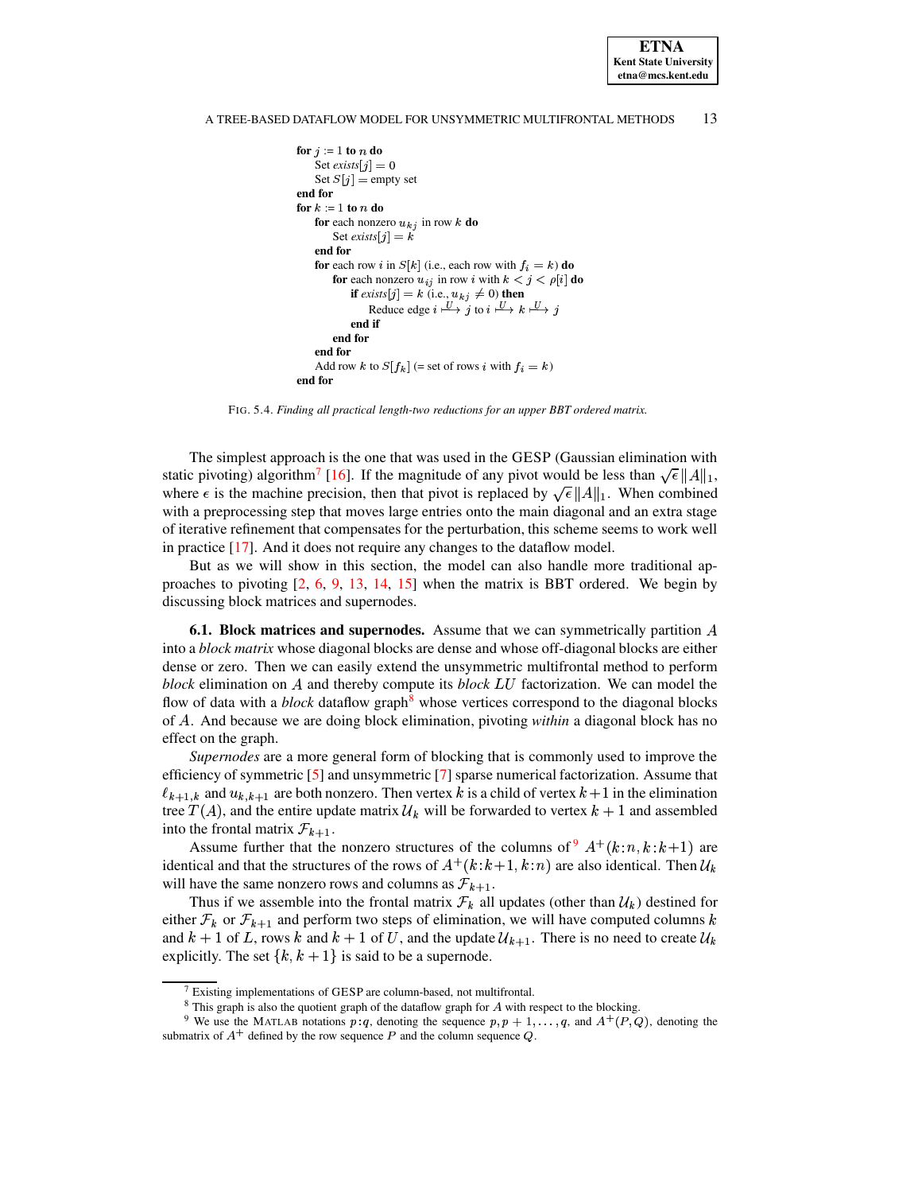```
for j := 1 to n do
    Set exists[j] = 0
    Set S[j] = empty set
end for
for k := 1 to n do
    for each nonzero u_kj in row k do
        Set exists[j] = k
    end for
    for each row i in S[k] (i.e., each row with f_i = k) do
        for each nonzero u_ij in row i with k < j < ρ[i] do
            if exists[j] = k (i.e., u_kj ≠ 0) then
                Reduce edge i ─U→ j to i ─U→ k ─U→ j
            end if
        end for
    end for
    Add row k to S[f_k] (= set of rows i with f_i = k)
end for
```

FIG. 5.4. *Finding all practical length-two reductions for an upper BBT ordered matrix.*

The simplest approach is the one that was used in the GESP (Gaussian elimination with static pivoting) algorithm[7] [16]. If the magnitude of any pivot would be less than $\sqrt{\epsilon}\|A\|_1$, where $\epsilon$ is the machine precision, then that pivot is replaced by $\sqrt{\epsilon}\|A\|_1$. When combined with a preprocessing step that moves large entries onto the main diagonal and an extra stage of iterative refinement that compensates for the perturbation, this scheme seems to work well in practice [17]. And it does not require any changes to the dataflow model.

But as we will show in this section, the model can also handle more traditional approaches to pivoting [2, 6, 9, 13, 14, 15] when the matrix is BBT ordered. We begin by discussing block matrices and supernodes.

**6.1. Block matrices and supernodes.** Assume that we can symmetrically partition $A$ into a *block matrix* whose diagonal blocks are dense and whose off-diagonal blocks are either dense or zero. Then we can easily extend the unsymmetric multifrontal method to perform *block* elimination on $A$ and thereby compute its *block* $LU$ factorization. We can model the flow of data with a *block* dataflow graph[8] whose vertices correspond to the diagonal blocks of $A$. And because we are doing block elimination, pivoting *within* a diagonal block has no effect on the graph.

*Supernodes* are a more general form of blocking that is commonly used to improve the efficiency of symmetric [5] and unsymmetric [7] sparse numerical factorization. Assume that $\ell_{k+1,k}$ and $u_{k,k+1}$ are both nonzero. Then vertex $k$ is a child of vertex $k+1$ in the elimination tree $T(A)$, and the entire update matrix $\mathcal{U}_k$ will be forwarded to vertex $k+1$ and assembled into the frontal matrix $\mathcal{F}_{k+1}$.

Assume further that the nonzero structures of the columns of[9] $A^+(k\!:\!n, k\!:\!k{+}1)$ are identical and that the structures of the rows of $A^+(k\!:\!k{+}1, k\!:\!n)$ are also identical. Then $\mathcal{U}_k$ will have the same nonzero rows and columns as $\mathcal{F}_{k+1}$.

Thus if we assemble into the frontal matrix $\mathcal{F}_k$ all updates (other than $\mathcal{U}_k$) destined for either $\mathcal{F}_k$ or $\mathcal{F}_{k+1}$ and perform two steps of elimination, we will have computed columns $k$ and $k+1$ of $L$, rows $k$ and $k+1$ of $U$, and the update $\mathcal{U}_{k+1}$. There is no need to create $\mathcal{U}_k$ explicitly. The set $\{k, k+1\}$ is said to be a supernode.

---

[7] Existing implementations of GESP are column-based, not multifrontal.

[8] This graph is also the quotient graph of the dataflow graph for $A$ with respect to the blocking.

[9] We use the MATLAB notations $p\!:\!q$, denoting the sequence $p, p+1, \ldots, q$, and $A^+(P, Q)$, denoting the submatrix of $A^+$ defined by the row sequence $P$ and the column sequence $Q$.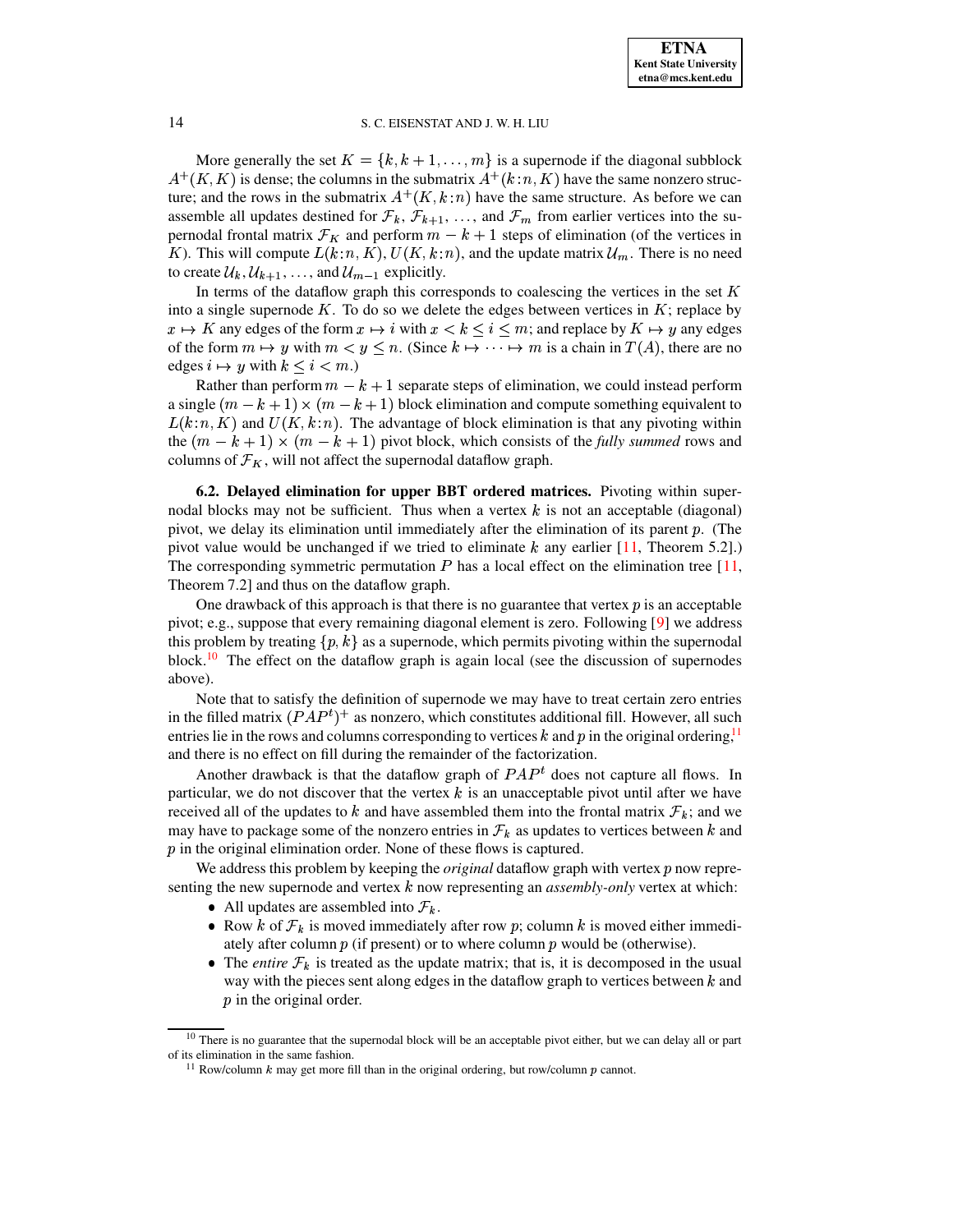More generally the set $K = \{k, k+1, \ldots, m\}$ is a supernode if the diagonal subblock $A^+(K, K)$ is dense; the columns in the submatrix $A^+(k{:}n, K)$ have the same nonzero structure; and the rows in the submatrix $A^+(K, k{:}n)$ have the same structure. As before we can assemble all updates destined for $\mathcal{F}_k$, $\mathcal{F}_{k+1}$, $\ldots$, and $\mathcal{F}_m$ from earlier vertices into the supernodal frontal matrix $\mathcal{F}_K$ and perform $m - k + 1$ steps of elimination (of the vertices in $K$). This will compute $L(k{:}n, K)$, $U(K, k{:}n)$, and the update matrix $\mathcal{U}_m$. There is no need to create $\mathcal{U}_k, \mathcal{U}_{k+1}, \ldots$, and $\mathcal{U}_{m-1}$ explicitly.

In terms of the dataflow graph this corresponds to coalescing the vertices in the set $K$ into a single supernode $K$. To do so we delete the edges between vertices in $K$; replace by $x \mapsto K$ any edges of the form $x \mapsto i$ with $x < k \leq i \leq m$; and replace by $K \mapsto y$ any edges of the form $m \mapsto y$ with $m < y \leq n$. (Since $k \mapsto \cdots \mapsto m$ is a chain in $T(A)$, there are no edges $i \mapsto y$ with $k \leq i < m$.)

Rather than perform $m - k + 1$ separate steps of elimination, we could instead perform a single $(m - k + 1) \times (m - k + 1)$ block elimination and compute something equivalent to $L(k{:}n, K)$ and $U(K, k{:}n)$. The advantage of block elimination is that any pivoting within the $(m - k + 1) \times (m - k + 1)$ pivot block, which consists of the *fully summed* rows and columns of $\mathcal{F}_K$, will not affect the supernodal dataflow graph.

**6.2. Delayed elimination for upper BBT ordered matrices.** Pivoting within supernodal blocks may not be sufficient. Thus when a vertex $k$ is not an acceptable (diagonal) pivot, we delay its elimination until immediately after the elimination of its parent $p$. (The pivot value would be unchanged if we tried to eliminate $k$ any earlier [11, Theorem 5.2].) The corresponding symmetric permutation $P$ has a local effect on the elimination tree [11, Theorem 7.2] and thus on the dataflow graph.

One drawback of this approach is that there is no guarantee that vertex $p$ is an acceptable pivot; e.g., suppose that every remaining diagonal element is zero. Following [9] we address this problem by treating $\{p, k\}$ as a supernode, which permits pivoting within the supernodal block.[10] The effect on the dataflow graph is again local (see the discussion of supernodes above).

Note that to satisfy the definition of supernode we may have to treat certain zero entries in the filled matrix $(PAP^t)^+$ as nonzero, which constitutes additional fill. However, all such entries lie in the rows and columns corresponding to vertices $k$ and $p$ in the original ordering,[11] and there is no effect on fill during the remainder of the factorization.

Another drawback is that the dataflow graph of $PAP^t$ does not capture all flows. In particular, we do not discover that the vertex $k$ is an unacceptable pivot until after we have received all of the updates to $k$ and have assembled them into the frontal matrix $\mathcal{F}_k$; and we may have to package some of the nonzero entries in $\mathcal{F}_k$ as updates to vertices between $k$ and $p$ in the original elimination order. None of these flows is captured.

We address this problem by keeping the *original* dataflow graph with vertex $p$ now representing the new supernode and vertex $k$ now representing an *assembly-only* vertex at which:

- All updates are assembled into $\mathcal{F}_k$.
- Row $k$ of $\mathcal{F}_k$ is moved immediately after row $p$; column $k$ is moved either immediately after column $p$ (if present) or to where column $p$ would be (otherwise).
- The *entire* $\mathcal{F}_k$ is treated as the update matrix; that is, it is decomposed in the usual way with the pieces sent along edges in the dataflow graph to vertices between $k$ and $p$ in the original order.

[10] There is no guarantee that the supernodal block will be an acceptable pivot either, but we can delay all or part of its elimination in the same fashion.

[11] Row/column $k$ may get more fill than in the original ordering, but row/column $p$ cannot.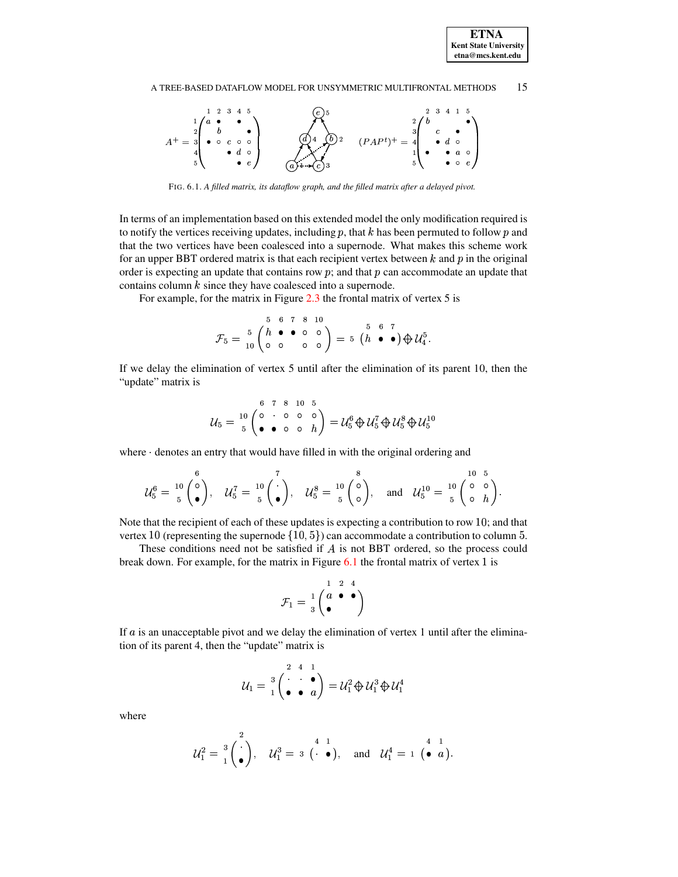$$A^+ = \begin{array}{c} \\ 1 \\ 2 \\ 3 \\ 4 \\ 5 \end{array}\begin{array}{c} \begin{array}{ccccc} 1 & 2 & 3 & 4 & 5 \end{array} \\ \begin{pmatrix} a & \bullet & & \bullet & \\ & b & & & \bullet \\ \bullet & \circ & c & \circ & \circ \\ & & \bullet & d & \circ \\ & & & \bullet & e \end{pmatrix} \end{array} \qquad (PAP^t)^+ = \begin{array}{c} \\ 2 \\ 3 \\ 4 \\ 1 \\ 5 \end{array}\begin{array}{c} \begin{array}{ccccc} 2 & 3 & 4 & 1 & 5 \end{array} \\ \begin{pmatrix} b & & & & \bullet \\ & c & & \bullet & \\ & \bullet & d & \circ & \\ \bullet & & \bullet & a & \circ \\ & & \bullet & \circ & e \end{pmatrix} \end{array}$$

FIG. 6.1. *A filled matrix, its dataflow graph, and the filled matrix after a delayed pivot.*

In terms of an implementation based on this extended model the only modification required is to notify the vertices receiving updates, including $p$, that $k$ has been permuted to follow $p$ and that the two vertices have been coalesced into a supernode. What makes this scheme work for an upper BBT ordered matrix is that each recipient vertex between $k$ and $p$ in the original order is expecting an update that contains row $p$; and that $p$ can accommodate an update that contains column $k$ since they have coalesced into a supernode.

For example, for the matrix in Figure 2.3 the frontal matrix of vertex 5 is

$$\mathcal{F}_5 = \begin{array}{c} \\ 5 \\ 10 \end{array}\begin{array}{c} \begin{array}{ccccc} 5 & 6 & 7 & 8 & 10 \end{array} \\ \begin{pmatrix} h & \bullet & \bullet & \circ & \circ \\ \circ & \circ & & \circ & \circ \end{pmatrix} \end{array} = {}_5 \begin{array}{c} \begin{array}{ccc} 5 & 6 & 7 \end{array} \\ \begin{pmatrix} h & \bullet & \bullet \end{pmatrix} \end{array} \oplus \mathcal{U}_4^5.$$

If we delay the elimination of vertex 5 until after the elimination of its parent 10, then the "update" matrix is

$$\mathcal{U}_5 = \begin{array}{c} \\ 10 \\ 5 \end{array}\begin{array}{c} \begin{array}{ccccc} 6 & 7 & 8 & 10 & 5 \end{array} \\ \begin{pmatrix} \circ & \cdot & \circ & \circ & \circ \\ \bullet & \bullet & \circ & \circ & h \end{pmatrix} \end{array} = \mathcal{U}_5^6 \oplus \mathcal{U}_5^7 \oplus \mathcal{U}_5^8 \oplus \mathcal{U}_5^{10}$$

where $\cdot$ denotes an entry that would have filled in with the original ordering and

$$\mathcal{U}_5^6 = \begin{array}{c} \\ 10 \\ 5 \end{array}\begin{array}{c} 6 \\ \begin{pmatrix} \circ \\ \bullet \end{pmatrix} \end{array}, \quad \mathcal{U}_5^7 = \begin{array}{c} \\ 10 \\ 5 \end{array}\begin{array}{c} 7 \\ \begin{pmatrix} \cdot \\ \bullet \end{pmatrix} \end{array}, \quad \mathcal{U}_5^8 = \begin{array}{c} \\ 10 \\ 5 \end{array}\begin{array}{c} 8 \\ \begin{pmatrix} \circ \\ \circ \end{pmatrix} \end{array}, \quad \text{and} \quad \mathcal{U}_5^{10} = \begin{array}{c} \\ 10 \\ 5 \end{array}\begin{array}{c} \begin{array}{cc} 10 & 5 \end{array} \\ \begin{pmatrix} \circ & \circ \\ \circ & h \end{pmatrix} \end{array}.$$

Note that the recipient of each of these updates is expecting a contribution to row $10$; and that vertex $10$ (representing the supernode $\{10, 5\}$) can accommodate a contribution to column $5$.

These conditions need not be satisfied if $A$ is not BBT ordered, so the process could break down. For example, for the matrix in Figure 6.1 the frontal matrix of vertex 1 is

$$\mathcal{F}_1 = \begin{array}{c} \\ 1 \\ 3 \end{array}\begin{array}{c} \begin{array}{ccc} 1 & 2 & 4 \end{array} \\ \begin{pmatrix} a & \bullet & \bullet \\ \bullet & & \end{pmatrix} \end{array}$$

If $a$ is an unacceptable pivot and we delay the elimination of vertex 1 until after the elimination of its parent 4, then the "update" matrix is

$$\mathcal{U}_1 = \begin{array}{c} \\ 3 \\ 1 \end{array}\begin{array}{c} \begin{array}{ccc} 2 & 4 & 1 \end{array} \\ \begin{pmatrix} \cdot & \cdot & \bullet \\ \bullet & \bullet & a \end{pmatrix} \end{array} = \mathcal{U}_1^2 \oplus \mathcal{U}_1^3 \oplus \mathcal{U}_1^4$$

where

$$\mathcal{U}_1^2 = \begin{array}{c} \\ 3 \\ 1 \end{array}\begin{array}{c} 2 \\ \begin{pmatrix} \cdot \\ \bullet \end{pmatrix} \end{array}, \quad \mathcal{U}_1^3 = {}_3 \begin{array}{c} \begin{array}{cc} 4 & 1 \end{array} \\ \begin{pmatrix} \cdot & \bullet \end{pmatrix} \end{array}, \quad \text{and} \quad \mathcal{U}_1^4 = {}_1 \begin{array}{c} \begin{array}{cc} 4 & 1 \end{array} \\ \begin{pmatrix} \bullet & a \end{pmatrix} \end{array}.$$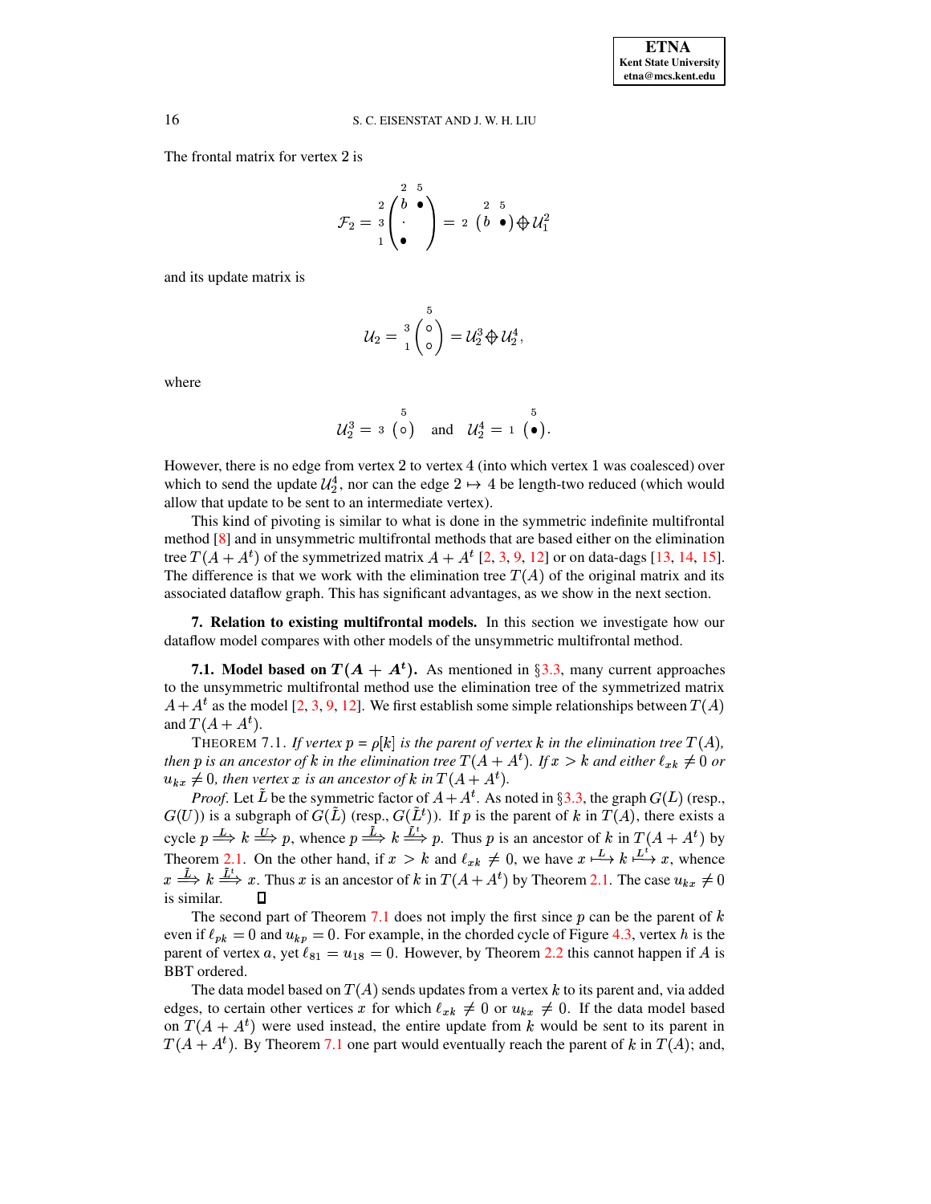The frontal matrix for vertex 2 is

$$\mathcal{F}_2 = \begin{array}{c} \\ 2 \\ 3 \\ 1 \end{array} \!\!\begin{array}{c} \begin{array}{cc} 2 & 5 \end{array} \\ \left( \begin{array}{cc} b & \bullet \\ \cdot & \\ \bullet & \end{array} \right) \end{array} = 2 \begin{array}{c} \begin{array}{cc} 2 & 5 \end{array} \\ \left( \begin{array}{cc} b & \bullet \end{array} \right) \end{array} \oplus \mathcal{U}_1^2$$

and its update matrix is

$$\mathcal{U}_2 = \begin{array}{c} \\ 3 \\ 1 \end{array} \!\!\begin{array}{c} 5 \\ \left( \begin{array}{c} \circ \\ \circ \end{array} \right) \end{array} = \mathcal{U}_2^3 \oplus \mathcal{U}_2^4,$$

where

$$\mathcal{U}_2^3 = 3 \begin{array}{c} 5 \\ \left( \circ \right) \end{array} \quad \text{and} \quad \mathcal{U}_2^4 = 1 \begin{array}{c} 5 \\ \left( \bullet \right) \end{array}.$$

However, there is no edge from vertex 2 to vertex 4 (into which vertex 1 was coalesced) over which to send the update $\mathcal{U}_2^4$, nor can the edge $2 \mapsto 4$ be length-two reduced (which would allow that update to be sent to an intermediate vertex).

This kind of pivoting is similar to what is done in the symmetric indefinite multifrontal method [8] and in unsymmetric multifrontal methods that are based either on the elimination tree $T(A+A^t)$ of the symmetrized matrix $A+A^t$ [2, 3, 9, 12] or on data-dags [13, 14, 15]. The difference is that we work with the elimination tree $T(A)$ of the original matrix and its associated dataflow graph. This has significant advantages, as we show in the next section.

## 7. Relation to existing multifrontal models.

In this section we investigate how our dataflow model compares with other models of the unsymmetric multifrontal method.

### 7.1. Model based on $T(A+A^t)$.

As mentioned in §3.3, many current approaches to the unsymmetric multifrontal method use the elimination tree of the symmetrized matrix $A+A^t$ as the model [2, 3, 9, 12]. We first establish some simple relationships between $T(A)$ and $T(A+A^t)$.

THEOREM 7.1. *If vertex $p=\rho[k]$ is the parent of vertex $k$ in the elimination tree $T(A)$, then $p$ is an ancestor of $k$ in the elimination tree $T(A+A^t)$. If $x>k$ and either $\ell_{xk}\neq 0$ or $u_{kx}\neq 0$, then vertex $x$ is an ancestor of $k$ in $T(A+A^t)$.*

*Proof.* Let $\tilde{L}$ be the symmetric factor of $A+A^t$. As noted in §3.3, the graph $G(L)$ (resp., $G(U)$) is a subgraph of $G(\tilde{L})$ (resp., $G(\tilde{L}^t)$). If $p$ is the parent of $k$ in $T(A)$, there exists a cycle $p \overset{L}{\Longrightarrow} k \overset{U}{\Longrightarrow} p$, whence $p \overset{\tilde{L}}{\Longrightarrow} k \overset{\tilde{L}^t}{\Longrightarrow} p$. Thus $p$ is an ancestor of $k$ in $T(A+A^t)$ by Theorem 2.1. On the other hand, if $x>k$ and $\ell_{xk}\neq 0$, we have $x \overset{L}{\longmapsto} k \overset{L^t}{\longmapsto} x$, whence $x \overset{\tilde{L}}{\Longrightarrow} k \overset{\tilde{L}^t}{\Longrightarrow} x$. Thus $x$ is an ancestor of $k$ in $T(A+A^t)$ by Theorem 2.1. The case $u_{kx}\neq 0$ is similar. ☐

The second part of Theorem 7.1 does not imply the first since $p$ can be the parent of $k$ even if $\ell_{pk}=0$ and $u_{kp}=0$. For example, in the chorded cycle of Figure 4.3, vertex $h$ is the parent of vertex $a$, yet $\ell_{81}=u_{18}=0$. However, by Theorem 2.2 this cannot happen if $A$ is BBT ordered.

The data model based on $T(A)$ sends updates from a vertex $k$ to its parent and, via added edges, to certain other vertices $x$ for which $\ell_{xk}\neq 0$ or $u_{kx}\neq 0$. If the data model based on $T(A+A^t)$ were used instead, the entire update from $k$ would be sent to its parent in $T(A+A^t)$. By Theorem 7.1 one part would eventually reach the parent of $k$ in $T(A)$; and,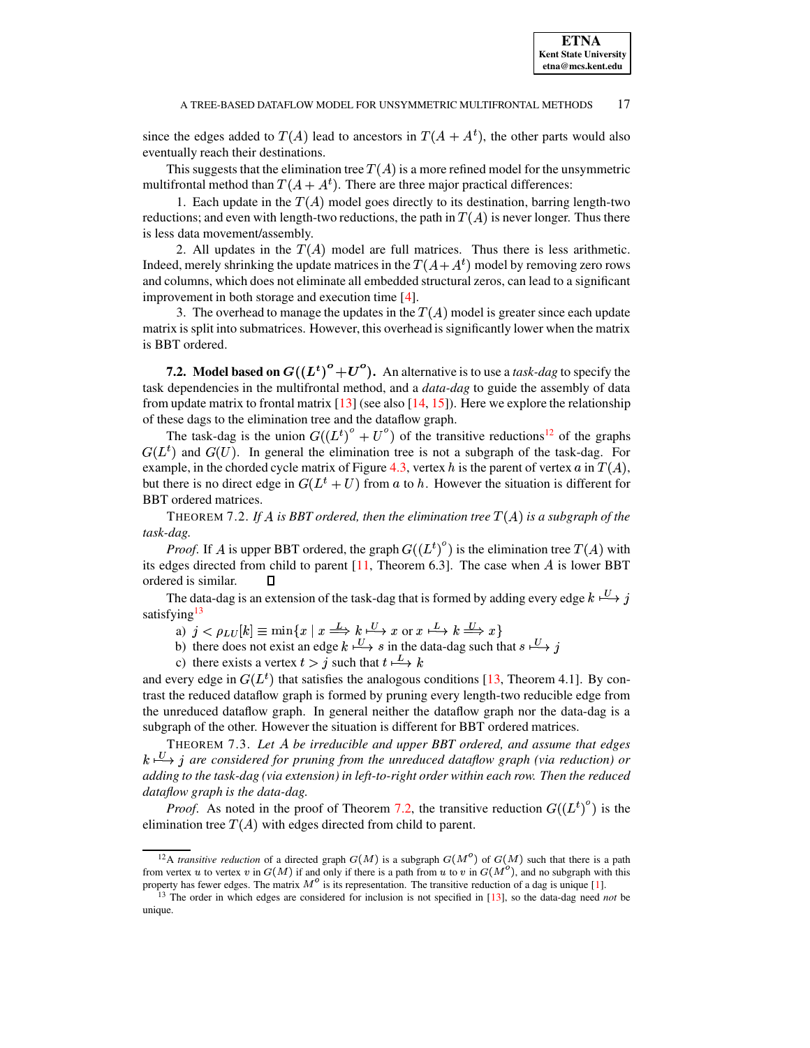since the edges added to $T(A)$ lead to ancestors in $T(A+A^t)$, the other parts would also eventually reach their destinations.

This suggests that the elimination tree $T(A)$ is a more refined model for the unsymmetric multifrontal method than $T(A+A^t)$. There are three major practical differences:

1. Each update in the $T(A)$ model goes directly to its destination, barring length-two reductions; and even with length-two reductions, the path in $T(A)$ is never longer. Thus there is less data movement/assembly.

2. All updates in the $T(A)$ model are full matrices. Thus there is less arithmetic. Indeed, merely shrinking the update matrices in the $T(A+A^t)$ model by removing zero rows and columns, which does not eliminate all embedded structural zeros, can lead to a significant improvement in both storage and execution time [4].

3. The overhead to manage the updates in the $T(A)$ model is greater since each update matrix is split into submatrices. However, this overhead is significantly lower when the matrix is BBT ordered.

**7.2. Model based on $G((L^t)^o + U^o)$.** An alternative is to use a *task-dag* to specify the task dependencies in the multifrontal method, and a *data-dag* to guide the assembly of data from update matrix to frontal matrix [13] (see also [14, 15]). Here we explore the relationship of these dags to the elimination tree and the dataflow graph.

The task-dag is the union $G((L^t)^o + U^o)$ of the transitive reductions[12] of the graphs $G(L^t)$ and $G(U)$. In general the elimination tree is not a subgraph of the task-dag. For example, in the chorded cycle matrix of Figure 4.3, vertex $h$ is the parent of vertex $a$ in $T(A)$, but there is no direct edge in $G(L^t + U)$ from $a$ to $h$. However the situation is different for BBT ordered matrices.

THEOREM 7.2. *If $A$ is BBT ordered, then the elimination tree $T(A)$ is a subgraph of the task-dag.*

*Proof.* If $A$ is upper BBT ordered, the graph $G((L^t)^o)$ is the elimination tree $T(A)$ with its edges directed from child to parent [11, Theorem 6.3]. The case when $A$ is lower BBT ordered is similar. $\square$

The data-dag is an extension of the task-dag that is formed by adding every edge $k \overset{U}{\longmapsto} j$ satisfying[13]

a) $j < \rho_{LU}[k] \equiv \min\{x \mid x \overset{L}{\Longrightarrow} k \overset{U}{\longmapsto} x \text{ or } x \overset{L}{\longmapsto} k \overset{U}{\Longrightarrow} x\}$
b) there does not exist an edge $k \overset{U}{\longmapsto} s$ in the data-dag such that $s \overset{U}{\longmapsto} j$
c) there exists a vertex $t > j$ such that $t \overset{L}{\longmapsto} k$

and every edge in $G(L^t)$ that satisfies the analogous conditions [13, Theorem 4.1]. By contrast the reduced dataflow graph is formed by pruning every length-two reducible edge from the unreduced dataflow graph. In general neither the dataflow graph nor the data-dag is a subgraph of the other. However the situation is different for BBT ordered matrices.

THEOREM 7.3. *Let $A$ be irreducible and upper BBT ordered, and assume that edges $k \overset{U}{\longmapsto} j$ are considered for pruning from the unreduced dataflow graph (via reduction) or adding to the task-dag (via extension) in left-to-right order within each row. Then the reduced dataflow graph is the data-dag.*

*Proof.* As noted in the proof of Theorem 7.2, the transitive reduction $G((L^t)^o)$ is the elimination tree $T(A)$ with edges directed from child to parent.

---

[12] A *transitive reduction* of a directed graph $G(M)$ is a subgraph $G(M^o)$ of $G(M)$ such that there is a path from vertex $u$ to vertex $v$ in $G(M)$ if and only if there is a path from $u$ to $v$ in $G(M^o)$, and no subgraph with this property has fewer edges. The matrix $M^o$ is its representation. The transitive reduction of a dag is unique [1].

[13] The order in which edges are considered for inclusion is not specified in [13], so the data-dag need *not* be unique.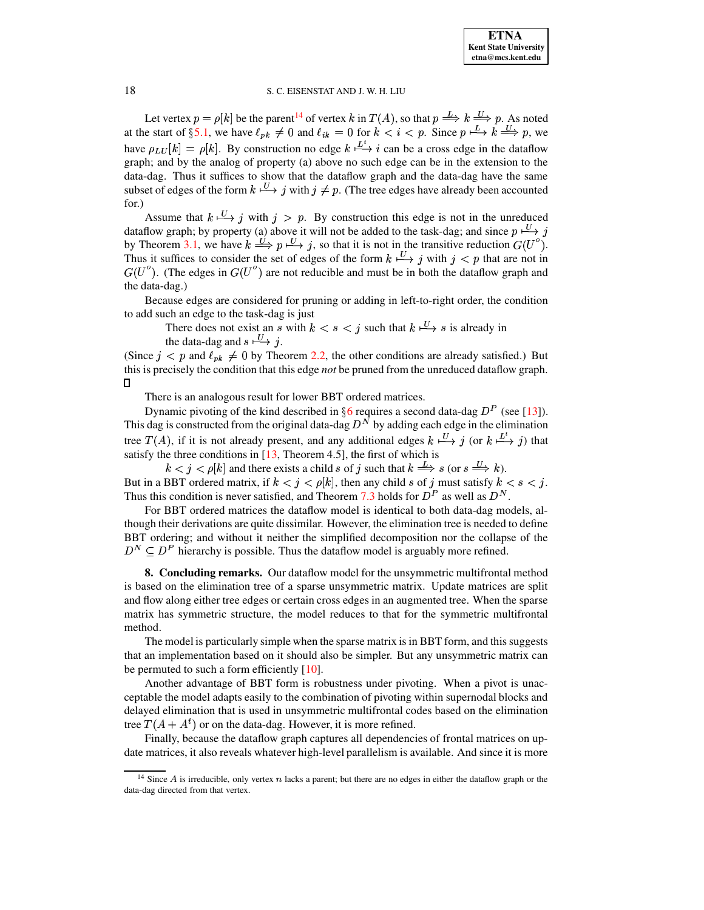Let vertex $p = \rho[k]$ be the parent[14] of vertex $k$ in $T(A)$, so that $p \overset{L}{\Longrightarrow} k \overset{U}{\Longrightarrow} p$. As noted at the start of §5.1, we have $\ell_{pk} \neq 0$ and $\ell_{ik} = 0$ for $k < i < p$. Since $p \overset{L}{\longmapsto} k \overset{U}{\Longrightarrow} p$, we have $\rho_{LU}[k] = \rho[k]$. By construction no edge $k \overset{L^t}{\longmapsto} i$ can be a cross edge in the dataflow graph; and by the analog of property (a) above no such edge can be in the extension to the data-dag. Thus it suffices to show that the dataflow graph and the data-dag have the same subset of edges of the form $k \overset{U}{\longmapsto} j$ with $j \neq p$. (The tree edges have already been accounted for.)

Assume that $k \overset{U}{\longmapsto} j$ with $j > p$. By construction this edge is not in the unreduced dataflow graph; by property (a) above it will not be added to the task-dag; and since $p \overset{U}{\longmapsto} j$ by Theorem 3.1, we have $k \overset{U}{\Longrightarrow} p \overset{U}{\longmapsto} j$, so that it is not in the transitive reduction $G(U^o)$. Thus it suffices to consider the set of edges of the form $k \overset{U}{\longmapsto} j$ with $j < p$ that are not in $G(U^o)$. (The edges in $G(U^o)$ are not reducible and must be in both the dataflow graph and the data-dag.)

Because edges are considered for pruning or adding in left-to-right order, the condition to add such an edge to the task-dag is just

> There does not exist an $s$ with $k < s < j$ such that $k \overset{U}{\longmapsto} s$ is already in the data-dag and $s \overset{U}{\longmapsto} j$.

(Since $j < p$ and $\ell_{pk} \neq 0$ by Theorem 2.2, the other conditions are already satisfied.) But this is precisely the condition that this edge *not* be pruned from the unreduced dataflow graph. □

There is an analogous result for lower BBT ordered matrices.

Dynamic pivoting of the kind described in §6 requires a second data-dag $D^P$ (see [13]). This dag is constructed from the original data-dag $D^N$ by adding each edge in the elimination tree $T(A)$, if it is not already present, and any additional edges $k \overset{U}{\longmapsto} j$ (or $k \overset{L^t}{\longmapsto} j$) that satisfy the three conditions in [13, Theorem 4.5], the first of which is

> $k < j < \rho[k]$ and there exists a child $s$ of $j$ such that $k \overset{L}{\Longrightarrow} s$ (or $s \overset{U}{\Longrightarrow} k$).

But in a BBT ordered matrix, if $k < j < \rho[k]$, then any child $s$ of $j$ must satisfy $k < s < j$. Thus this condition is never satisfied, and Theorem 7.3 holds for $D^P$ as well as $D^N$.

For BBT ordered matrices the dataflow model is identical to both data-dag models, although their derivations are quite dissimilar. However, the elimination tree is needed to define BBT ordering; and without it neither the simplified decomposition nor the collapse of the $D^N \subseteq D^P$ hierarchy is possible. Thus the dataflow model is arguably more refined.

## 8. Concluding remarks.

Our dataflow model for the unsymmetric multifrontal method is based on the elimination tree of a sparse unsymmetric matrix. Update matrices are split and flow along either tree edges or certain cross edges in an augmented tree. When the sparse matrix has symmetric structure, the model reduces to that for the symmetric multifrontal method.

The model is particularly simple when the sparse matrix is in BBT form, and this suggests that an implementation based on it should also be simpler. But any unsymmetric matrix can be permuted to such a form efficiently [10].

Another advantage of BBT form is robustness under pivoting. When a pivot is unacceptable the model adapts easily to the combination of pivoting within supernodal blocks and delayed elimination that is used in unsymmetric multifrontal codes based on the elimination tree $T(A + A^t)$ or on the data-dag. However, it is more refined.

Finally, because the dataflow graph captures all dependencies of frontal matrices on update matrices, it also reveals whatever high-level parallelism is available. And since it is more

[14] Since $A$ is irreducible, only vertex $n$ lacks a parent; but there are no edges in either the dataflow graph or the data-dag directed from that vertex.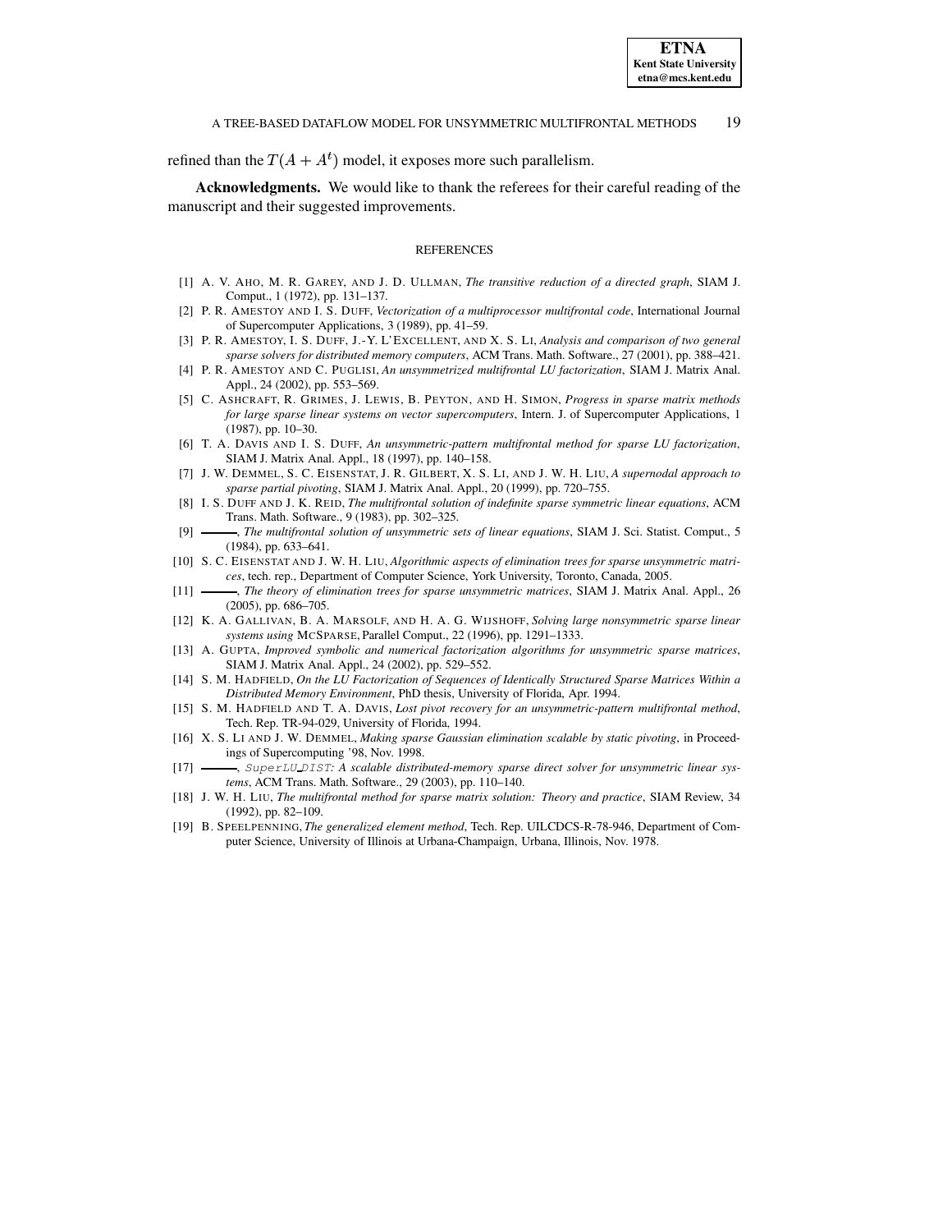refined than the $T(A + A^t)$ model, it exposes more such parallelism.

**Acknowledgments.** We would like to thank the referees for their careful reading of the manuscript and their suggested improvements.

## REFERENCES

[1] A. V. AHO, M. R. GAREY, AND J. D. ULLMAN, *The transitive reduction of a directed graph*, SIAM J. Comput., 1 (1972), pp. 131–137.

[2] P. R. AMESTOY AND I. S. DUFF, *Vectorization of a multiprocessor multifrontal code*, International Journal of Supercomputer Applications, 3 (1989), pp. 41–59.

[3] P. R. AMESTOY, I. S. DUFF, J.-Y. L'EXCELLENT, AND X. S. LI, *Analysis and comparison of two general sparse solvers for distributed memory computers*, ACM Trans. Math. Software., 27 (2001), pp. 388–421.

[4] P. R. AMESTOY AND C. PUGLISI, *An unsymmetrized multifrontal LU factorization*, SIAM J. Matrix Anal. Appl., 24 (2002), pp. 553–569.

[5] C. ASHCRAFT, R. GRIMES, J. LEWIS, B. PEYTON, AND H. SIMON, *Progress in sparse matrix methods for large sparse linear systems on vector supercomputers*, Intern. J. of Supercomputer Applications, 1 (1987), pp. 10–30.

[6] T. A. DAVIS AND I. S. DUFF, *An unsymmetric-pattern multifrontal method for sparse LU factorization*, SIAM J. Matrix Anal. Appl., 18 (1997), pp. 140–158.

[7] J. W. DEMMEL, S. C. EISENSTAT, J. R. GILBERT, X. S. LI, AND J. W. H. LIU, *A supernodal approach to sparse partial pivoting*, SIAM J. Matrix Anal. Appl., 20 (1999), pp. 720–755.

[8] I. S. DUFF AND J. K. REID, *The multifrontal solution of indefinite sparse symmetric linear equations*, ACM Trans. Math. Software., 9 (1983), pp. 302–325.

[9] ———, *The multifrontal solution of unsymmetric sets of linear equations*, SIAM J. Sci. Statist. Comput., 5 (1984), pp. 633–641.

[10] S. C. EISENSTAT AND J. W. H. LIU, *Algorithmic aspects of elimination trees for sparse unsymmetric matrices*, tech. rep., Department of Computer Science, York University, Toronto, Canada, 2005.

[11] ———, *The theory of elimination trees for sparse unsymmetric matrices*, SIAM J. Matrix Anal. Appl., 26 (2005), pp. 686–705.

[12] K. A. GALLIVAN, B. A. MARSOLF, AND H. A. G. WIJSHOFF, *Solving large nonsymmetric sparse linear systems using* MCSPARSE, Parallel Comput., 22 (1996), pp. 1291–1333.

[13] A. GUPTA, *Improved symbolic and numerical factorization algorithms for unsymmetric sparse matrices*, SIAM J. Matrix Anal. Appl., 24 (2002), pp. 529–552.

[14] S. M. HADFIELD, *On the LU Factorization of Sequences of Identically Structured Sparse Matrices Within a Distributed Memory Environment*, PhD thesis, University of Florida, Apr. 1994.

[15] S. M. HADFIELD AND T. A. DAVIS, *Lost pivot recovery for an unsymmetric-pattern multifrontal method*, Tech. Rep. TR-94-029, University of Florida, 1994.

[16] X. S. LI AND J. W. DEMMEL, *Making sparse Gaussian elimination scalable by static pivoting*, in Proceedings of Supercomputing '98, Nov. 1998.

[17] ———, *SuperLU_DIST: A scalable distributed-memory sparse direct solver for unsymmetric linear systems*, ACM Trans. Math. Software., 29 (2003), pp. 110–140.

[18] J. W. H. LIU, *The multifrontal method for sparse matrix solution: Theory and practice*, SIAM Review, 34 (1992), pp. 82–109.

[19] B. SPEELPENNING, *The generalized element method*, Tech. Rep. UILCDCS-R-78-946, Department of Computer Science, University of Illinois at Urbana-Champaign, Urbana, Illinois, Nov. 1978.